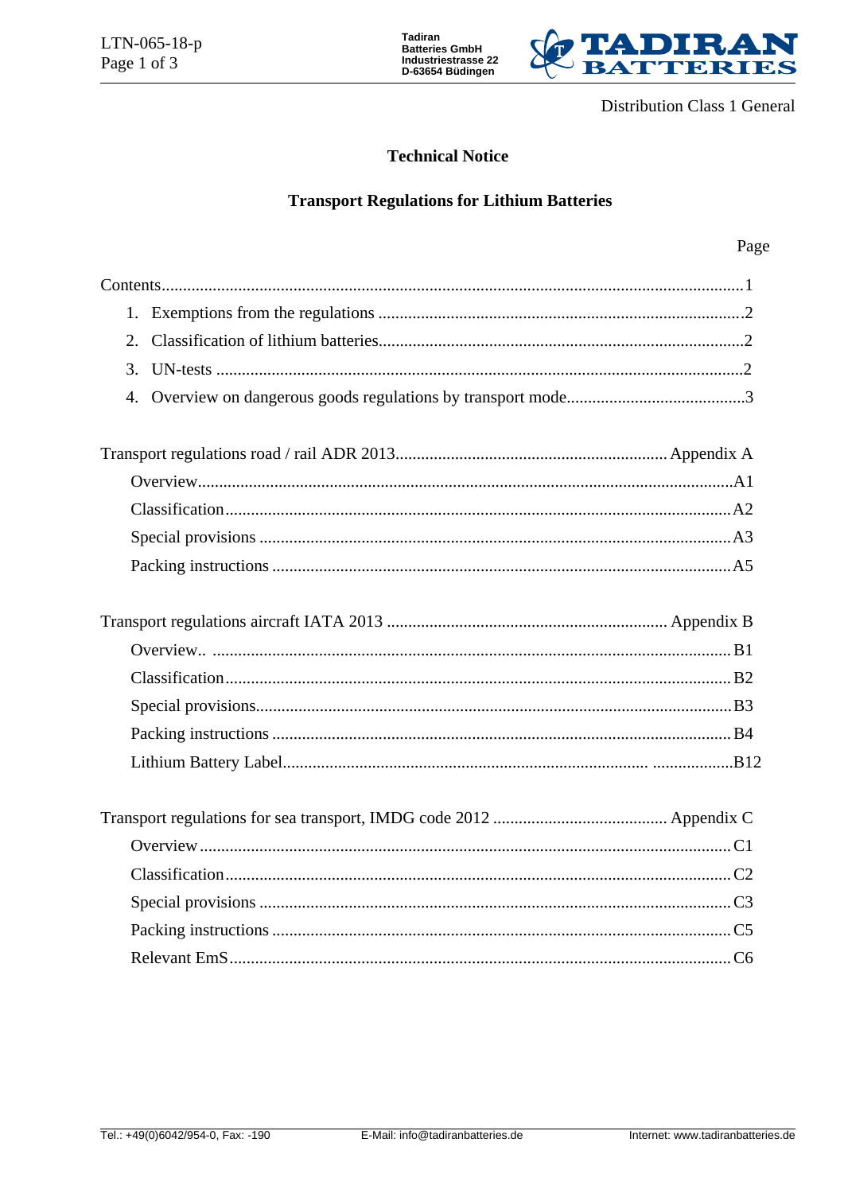Distribution Class 1 General

## Technical Notice

## Transport Regulations for Lithium Batteries

| | Page |
|---|---|
| Contents | 1 |
| 1. Exemptions from the regulations | 2 |
| 2. Classification of lithium batteries | 2 |
| 3. UN-tests | 2 |
| 4. Overview on dangerous goods regulations by transport mode | 3 |
| | |
| Transport regulations road / rail ADR 2013 | Appendix A |
| Overview | A1 |
| Classification | A2 |
| Special provisions | A3 |
| Packing instructions | A5 |
| | |
| Transport regulations aircraft IATA 2013 | Appendix B |
| Overview.. | B1 |
| Classification | B2 |
| Special provisions | B3 |
| Packing instructions | B4 |
| Lithium Battery Label | B12 |
| | |
| Transport regulations for sea transport, IMDG code 2012 | Appendix C |
| Overview | C1 |
| Classification | C2 |
| Special provisions | C3 |
| Packing instructions | C5 |
| Relevant EmS | C6 |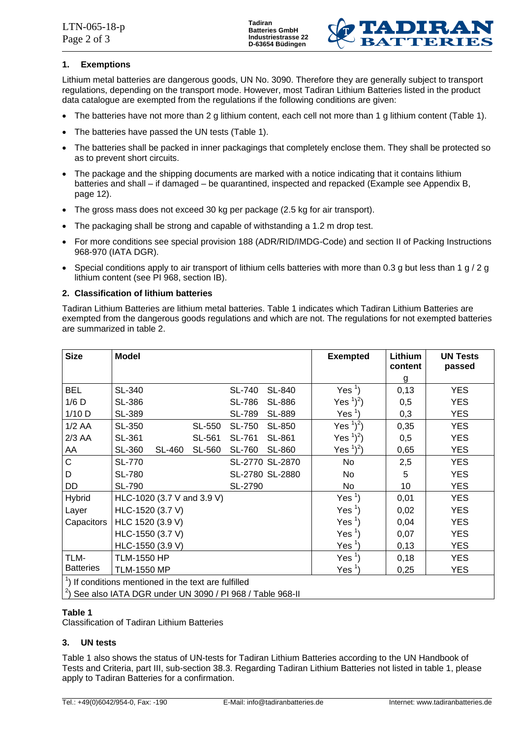## 1. Exemptions

Lithium metal batteries are dangerous goods, UN No. 3090. Therefore they are generally subject to transport regulations, depending on the transport mode. However, most Tadiran Lithium Batteries listed in the product data catalogue are exempted from the regulations if the following conditions are given:

- The batteries have not more than 2 g lithium content, each cell not more than 1 g lithium content (Table 1).
- The batteries have passed the UN tests (Table 1).
- The batteries shall be packed in inner packagings that completely enclose them. They shall be protected so as to prevent short circuits.
- The package and the shipping documents are marked with a notice indicating that it contains lithium batteries and shall – if damaged – be quarantined, inspected and repacked (Example see Appendix B, page 12).
- The gross mass does not exceed 30 kg per package (2.5 kg for air transport).
- The packaging shall be strong and capable of withstanding a 1.2 m drop test.
- For more conditions see special provision 188 (ADR/RID/IMDG-Code) and section II of Packing Instructions 968-970 (IATA DGR).
- Special conditions apply to air transport of lithium cells batteries with more than 0.3 g but less than 1 g / 2 g lithium content (see PI 968, section IB).

## 2. Classification of lithium batteries

Tadiran Lithium Batteries are lithium metal batteries. Table 1 indicates which Tadiran Lithium Batteries are exempted from the dangerous goods regulations and which are not. The regulations for not exempted batteries are summarized in table 2.

| Size | Model | | | | | Exempted | Lithium content g | UN Tests passed |
|---|---|---|---|---|---|---|---|---|
| BEL | SL-340 | | | SL-740 | SL-840 | Yes [1] | 0,13 | YES |
| 1/6 D | SL-386 | | | SL-786 | SL-886 | Yes [1][2] | 0,5 | YES |
| 1/10 D | SL-389 | | | SL-789 | SL-889 | Yes [1] | 0,3 | YES |
| 1/2 AA | SL-350 | | SL-550 | SL-750 | SL-850 | Yes [1][2] | 0,35 | YES |
| 2/3 AA | SL-361 | | SL-561 | SL-761 | SL-861 | Yes [1][2] | 0,5 | YES |
| AA | SL-360 | SL-460 | SL-560 | SL-760 | SL-860 | Yes [1][2] | 0,65 | YES |
| C | SL-770 | | | SL-2770 | SL-2870 | No | 2,5 | YES |
| D | SL-780 | | | SL-2780 | SL-2880 | No | 5 | YES |
| DD | SL-790 | | | SL-2790 | | No | 10 | YES |
| Hybrid Layer Capacitors | HLC-1020 (3.7 V and 3.9 V) | | | | | Yes [1] | 0,01 | YES |
| | HLC-1520 (3.7 V) | | | | | Yes [1] | 0,02 | YES |
| | HLC 1520 (3.9 V) | | | | | Yes [1] | 0,04 | YES |
| | HLC-1550 (3.7 V) | | | | | Yes [1] | 0,07 | YES |
| | HLC-1550 (3.9 V) | | | | | Yes [1] | 0,13 | YES |
| TLM-Batteries | TLM-1550 HP | | | | | Yes [1] | 0,18 | YES |
| | TLM-1550 MP | | | | | Yes [1] | 0,25 | YES |

[1]) If conditions mentioned in the text are fulfilled
[2]) See also IATA DGR under UN 3090 / PI 968 / Table 968-II

**Table 1**
Classification of Tadiran Lithium Batteries

## 3. UN tests

Table 1 also shows the status of UN-tests for Tadiran Lithium Batteries according to the UN Handbook of Tests and Criteria, part III, sub-section 38.3. Regarding Tadiran Lithium Batteries not listed in table 1, please apply to Tadiran Batteries for a confirmation.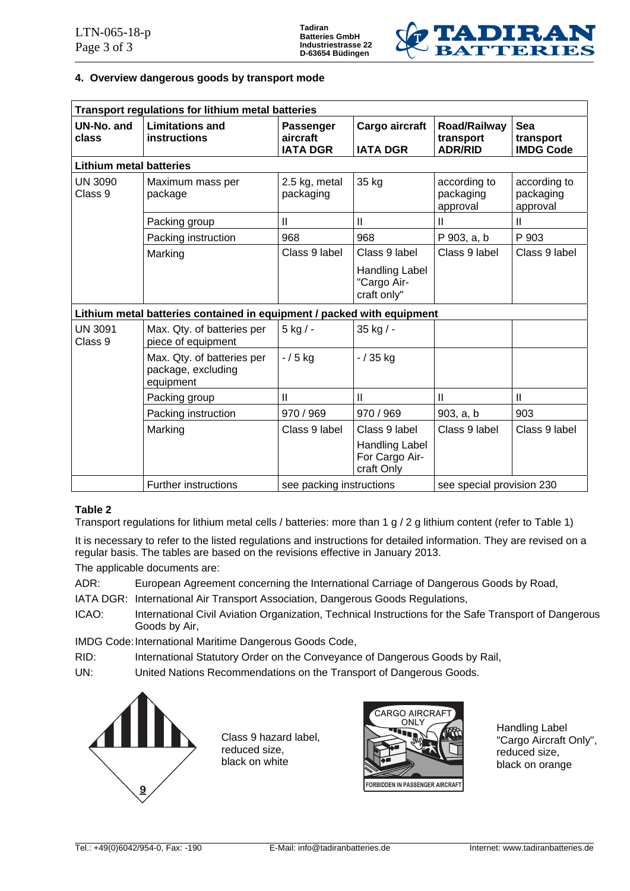## 4. Overview dangerous goods by transport mode

| Transport regulations for lithium metal batteries | | | | | |
|---|---|---|---|---|---|
| **UN-No. and class** | **Limitations and instructions** | **Passenger aircraft IATA DGR** | **Cargo aircraft IATA DGR** | **Road/Railway transport ADR/RID** | **Sea transport IMDG Code** |
| **Lithium metal batteries** | | | | | |
| UN 3090 Class 9 | Maximum mass per package | 2.5 kg, metal packaging | 35 kg | according to packaging approval | according to packaging approval |
| | Packing group | II | II | II | II |
| | Packing instruction | 968 | 968 | P 903, a, b | P 903 |
| | Marking | Class 9 label | Class 9 label<br>Handling Label "Cargo Air-craft only" | Class 9 label | Class 9 label |
| **Lithium metal batteries contained in equipment / packed with equipment** | | | | | |
| UN 3091 Class 9 | Max. Qty. of batteries per piece of equipment | 5 kg / - | 35 kg / - | | |
| | Max. Qty. of batteries per package, excluding equipment | - / 5 kg | - / 35 kg | | |
| | Packing group | II | II | II | II |
| | Packing instruction | 970 / 969 | 970 / 969 | 903, a, b | 903 |
| | Marking | Class 9 label | Class 9 label<br>Handling Label For Cargo Air-craft Only | Class 9 label | Class 9 label |
| | Further instructions | see packing instructions | | see special provision 230 | |

**Table 2**

Transport regulations for lithium metal cells / batteries: more than 1 g / 2 g lithium content (refer to Table 1)

It is necessary to refer to the listed regulations and instructions for detailed information. They are revised on a regular basis. The tables are based on the revisions effective in January 2013.

The applicable documents are:

ADR: European Agreement concerning the International Carriage of Dangerous Goods by Road,

IATA DGR: International Air Transport Association, Dangerous Goods Regulations,

ICAO: International Civil Aviation Organization, Technical Instructions for the Safe Transport of Dangerous Goods by Air,

IMDG Code: International Maritime Dangerous Goods Code,

RID: International Statutory Order on the Conveyance of Dangerous Goods by Rail,

UN: United Nations Recommendations on the Transport of Dangerous Goods.

Class 9 hazard label, reduced size, black on white

Handling Label "Cargo Aircraft Only", reduced size, black on orange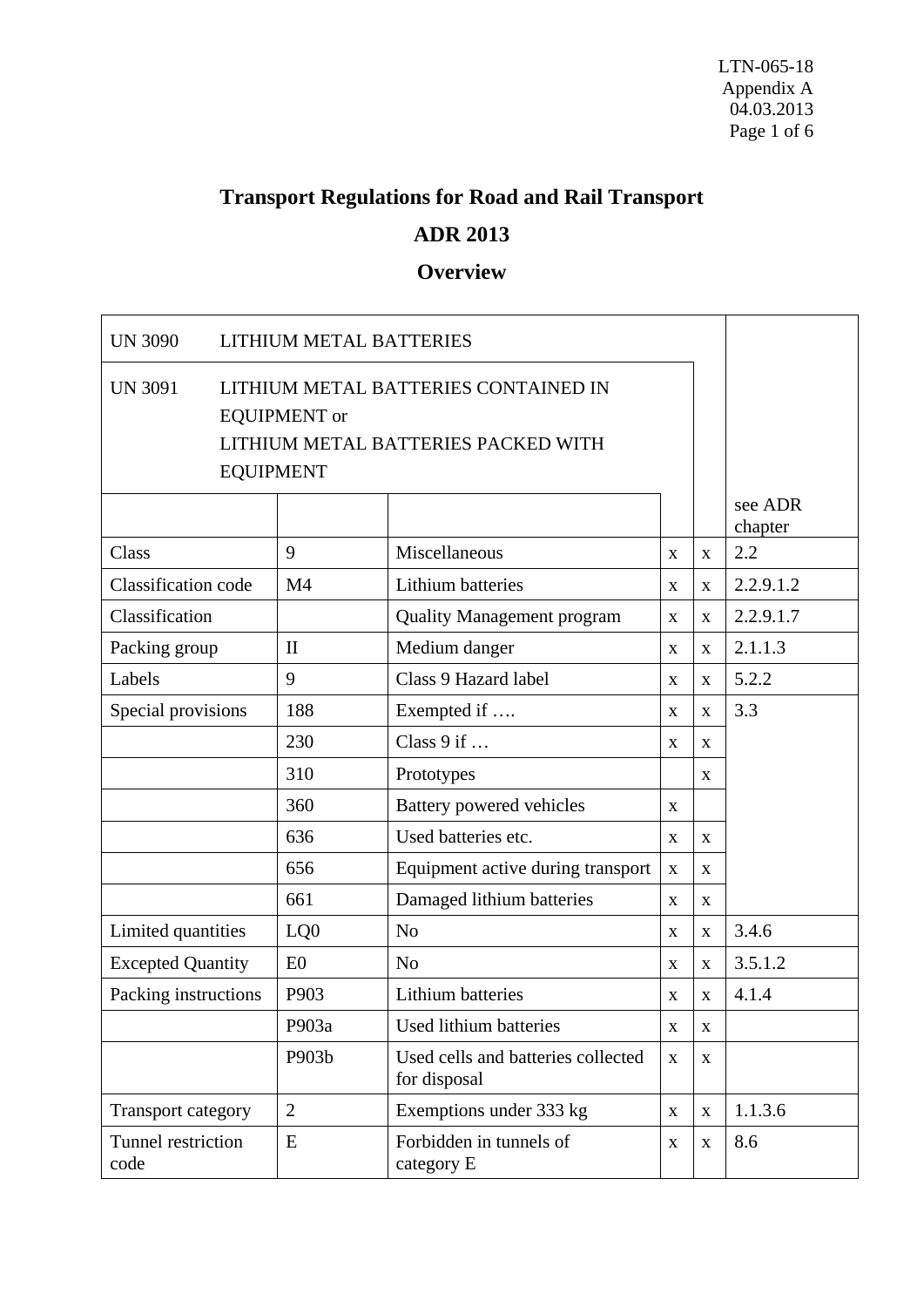LTN-065-18
Appendix A
04.03.2013

# Transport Regulations for Road and Rail Transport

## ADR 2013

## Overview

| UN 3090 LITHIUM METAL BATTERIES<br>UN 3091 LITHIUM METAL BATTERIES CONTAINED IN EQUIPMENT or LITHIUM METAL BATTERIES PACKED WITH EQUIPMENT | | | | | see ADR chapter |
|---|---|---|---|---|---|
| Class | 9 | Miscellaneous | x | x | 2.2 |
| Classification code | M4 | Lithium batteries | x | x | 2.2.9.1.2 |
| Classification | | Quality Management program | x | x | 2.2.9.1.7 |
| Packing group | II | Medium danger | x | x | 2.1.1.3 |
| Labels | 9 | Class 9 Hazard label | x | x | 5.2.2 |
| Special provisions | 188 | Exempted if …. | x | x | 3.3 |
| | 230 | Class 9 if … | x | x | |
| | 310 | Prototypes | | x | |
| | 360 | Battery powered vehicles | x | | |
| | 636 | Used batteries etc. | x | x | |
| | 656 | Equipment active during transport | x | x | |
| | 661 | Damaged lithium batteries | x | x | |
| Limited quantities | LQ0 | No | x | x | 3.4.6 |
| Excepted Quantity | E0 | No | x | x | 3.5.1.2 |
| Packing instructions | P903 | Lithium batteries | x | x | 4.1.4 |
| | P903a | Used lithium batteries | x | x | |
| | P903b | Used cells and batteries collected for disposal | x | x | |
| Transport category | 2 | Exemptions under 333 kg | x | x | 1.1.3.6 |
| Tunnel restriction code | E | Forbidden in tunnels of category E | x | x | 8.6 |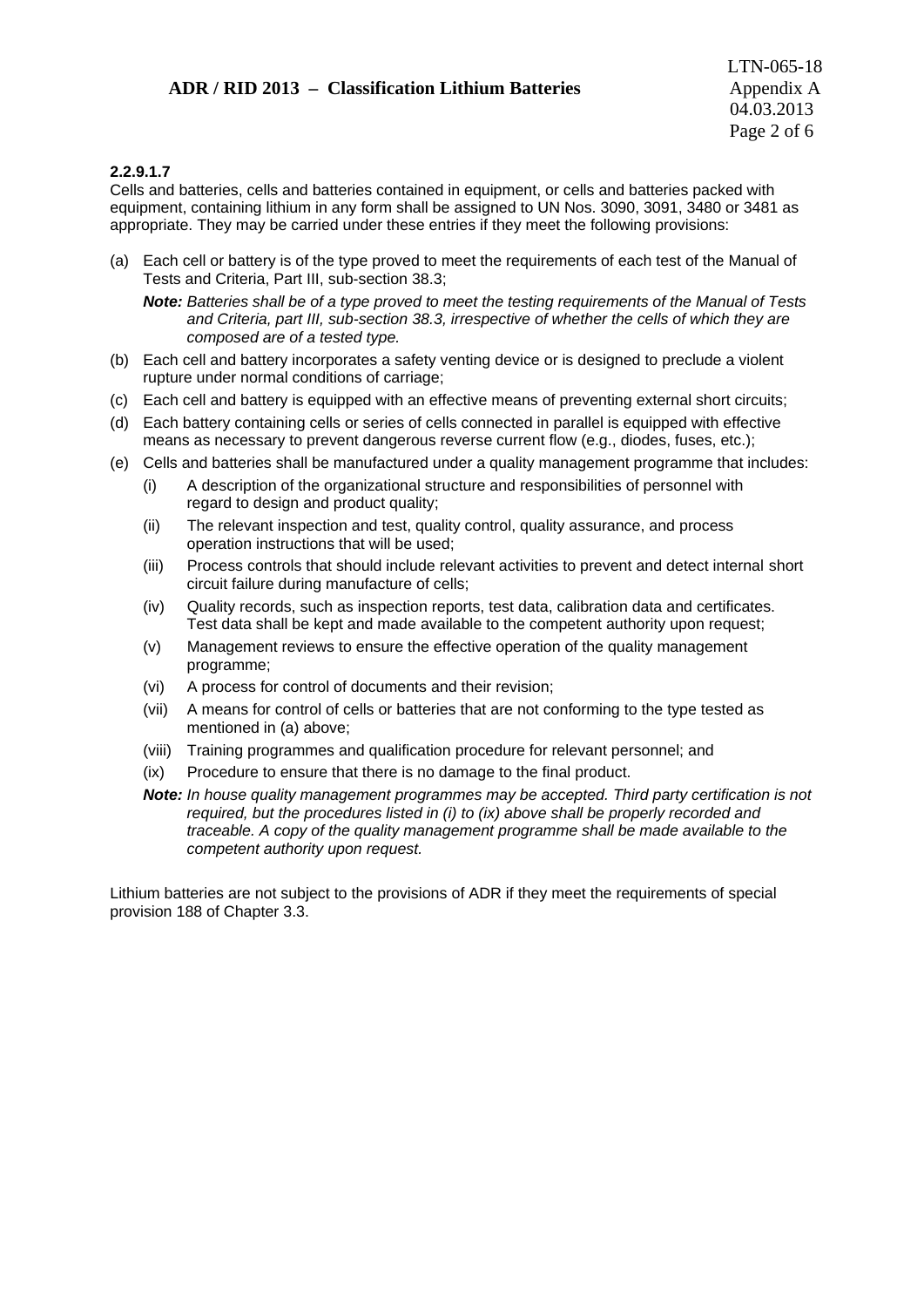**2.2.9.1.7**

Cells and batteries, cells and batteries contained in equipment, or cells and batteries packed with equipment, containing lithium in any form shall be assigned to UN Nos. 3090, 3091, 3480 or 3481 as appropriate. They may be carried under these entries if they meet the following provisions:

(a) Each cell or battery is of the type proved to meet the requirements of each test of the Manual of Tests and Criteria, Part III, sub-section 38.3;

   ***Note:*** *Batteries shall be of a type proved to meet the testing requirements of the Manual of Tests and Criteria, part III, sub-section 38.3, irrespective of whether the cells of which they are composed are of a tested type.*

(b) Each cell and battery incorporates a safety venting device or is designed to preclude a violent rupture under normal conditions of carriage;

(c) Each cell and battery is equipped with an effective means of preventing external short circuits;

(d) Each battery containing cells or series of cells connected in parallel is equipped with effective means as necessary to prevent dangerous reverse current flow (e.g., diodes, fuses, etc.);

(e) Cells and batteries shall be manufactured under a quality management programme that includes:

   (i) A description of the organizational structure and responsibilities of personnel with regard to design and product quality;

   (ii) The relevant inspection and test, quality control, quality assurance, and process operation instructions that will be used;

   (iii) Process controls that should include relevant activities to prevent and detect internal short circuit failure during manufacture of cells;

   (iv) Quality records, such as inspection reports, test data, calibration data and certificates. Test data shall be kept and made available to the competent authority upon request;

   (v) Management reviews to ensure the effective operation of the quality management programme;

   (vi) A process for control of documents and their revision;

   (vii) A means for control of cells or batteries that are not conforming to the type tested as mentioned in (a) above;

   (viii) Training programmes and qualification procedure for relevant personnel; and

   (ix) Procedure to ensure that there is no damage to the final product.

   ***Note:*** *In house quality management programmes may be accepted. Third party certification is not required, but the procedures listed in (i) to (ix) above shall be properly recorded and traceable. A copy of the quality management programme shall be made available to the competent authority upon request.*

Lithium batteries are not subject to the provisions of ADR if they meet the requirements of special provision 188 of Chapter 3.3.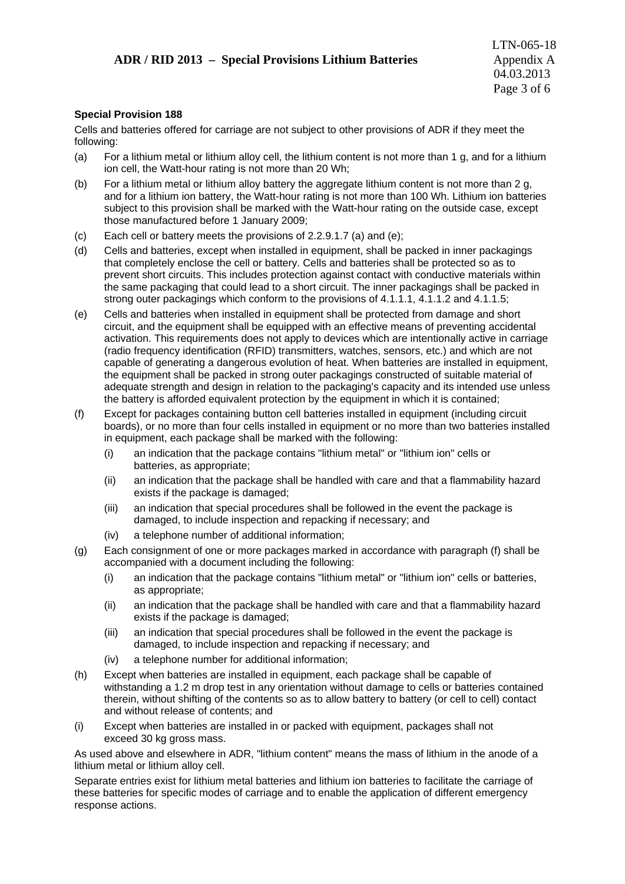**Special Provision 188**

Cells and batteries offered for carriage are not subject to other provisions of ADR if they meet the following:

(a) For a lithium metal or lithium alloy cell, the lithium content is not more than 1 g, and for a lithium ion cell, the Watt-hour rating is not more than 20 Wh;

(b) For a lithium metal or lithium alloy battery the aggregate lithium content is not more than 2 g, and for a lithium ion battery, the Watt-hour rating is not more than 100 Wh. Lithium ion batteries subject to this provision shall be marked with the Watt-hour rating on the outside case, except those manufactured before 1 January 2009;

(c) Each cell or battery meets the provisions of 2.2.9.1.7 (a) and (e);

(d) Cells and batteries, except when installed in equipment, shall be packed in inner packagings that completely enclose the cell or battery. Cells and batteries shall be protected so as to prevent short circuits. This includes protection against contact with conductive materials within the same packaging that could lead to a short circuit. The inner packagings shall be packed in strong outer packagings which conform to the provisions of 4.1.1.1, 4.1.1.2 and 4.1.1.5;

(e) Cells and batteries when installed in equipment shall be protected from damage and short circuit, and the equipment shall be equipped with an effective means of preventing accidental activation. This requirements does not apply to devices which are intentionally active in carriage (radio frequency identification (RFID) transmitters, watches, sensors, etc.) and which are not capable of generating a dangerous evolution of heat. When batteries are installed in equipment, the equipment shall be packed in strong outer packagings constructed of suitable material of adequate strength and design in relation to the packaging's capacity and its intended use unless the battery is afforded equivalent protection by the equipment in which it is contained;

(f) Except for packages containing button cell batteries installed in equipment (including circuit boards), or no more than four cells installed in equipment or no more than two batteries installed in equipment, each package shall be marked with the following:
   - (i) an indication that the package contains "lithium metal" or "lithium ion" cells or batteries, as appropriate;
   - (ii) an indication that the package shall be handled with care and that a flammability hazard exists if the package is damaged;
   - (iii) an indication that special procedures shall be followed in the event the package is damaged, to include inspection and repacking if necessary; and
   - (iv) a telephone number of additional information;

(g) Each consignment of one or more packages marked in accordance with paragraph (f) shall be accompanied with a document including the following:
   - (i) an indication that the package contains "lithium metal" or "lithium ion" cells or batteries, as appropriate;
   - (ii) an indication that the package shall be handled with care and that a flammability hazard exists if the package is damaged;
   - (iii) an indication that special procedures shall be followed in the event the package is damaged, to include inspection and repacking if necessary; and
   - (iv) a telephone number for additional information;

(h) Except when batteries are installed in equipment, each package shall be capable of withstanding a 1.2 m drop test in any orientation without damage to cells or batteries contained therein, without shifting of the contents so as to allow battery to battery (or cell to cell) contact and without release of contents; and

(i) Except when batteries are installed in or packed with equipment, packages shall not exceed 30 kg gross mass.

As used above and elsewhere in ADR, "lithium content" means the mass of lithium in the anode of a lithium metal or lithium alloy cell.

Separate entries exist for lithium metal batteries and lithium ion batteries to facilitate the carriage of these batteries for specific modes of carriage and to enable the application of different emergency response actions.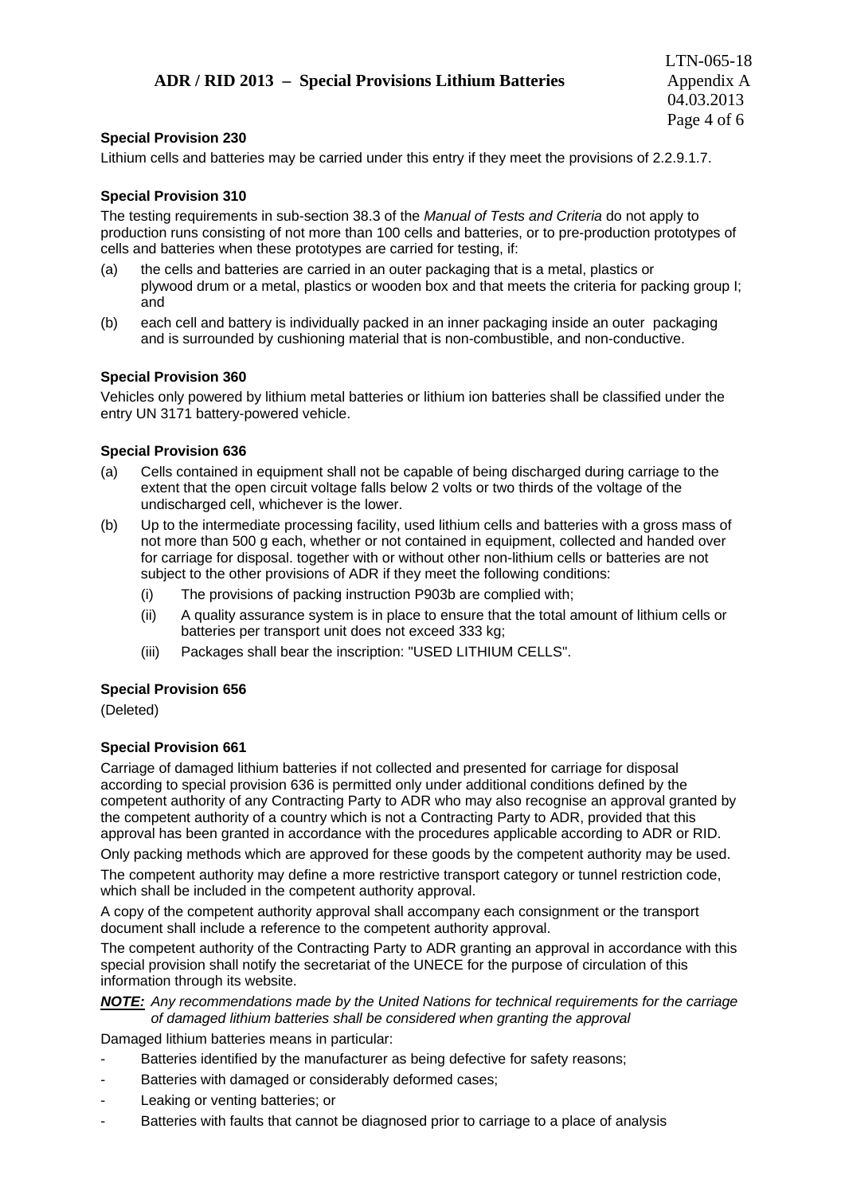**Special Provision 230**

Lithium cells and batteries may be carried under this entry if they meet the provisions of 2.2.9.1.7.

**Special Provision 310**

The testing requirements in sub-section 38.3 of the *Manual of Tests and Criteria* do not apply to production runs consisting of not more than 100 cells and batteries, or to pre-production prototypes of cells and batteries when these prototypes are carried for testing, if:

(a) the cells and batteries are carried in an outer packaging that is a metal, plastics or plywood drum or a metal, plastics or wooden box and that meets the criteria for packing group I; and

(b) each cell and battery is individually packed in an inner packaging inside an outer packaging and is surrounded by cushioning material that is non-combustible, and non-conductive.

**Special Provision 360**

Vehicles only powered by lithium metal batteries or lithium ion batteries shall be classified under the entry UN 3171 battery-powered vehicle.

**Special Provision 636**

(a) Cells contained in equipment shall not be capable of being discharged during carriage to the extent that the open circuit voltage falls below 2 volts or two thirds of the voltage of the undischarged cell, whichever is the lower.

(b) Up to the intermediate processing facility, used lithium cells and batteries with a gross mass of not more than 500 g each, whether or not contained in equipment, collected and handed over for carriage for disposal. together with or without other non-lithium cells or batteries are not subject to the other provisions of ADR if they meet the following conditions:

   (i) The provisions of packing instruction P903b are complied with;

   (ii) A quality assurance system is in place to ensure that the total amount of lithium cells or batteries per transport unit does not exceed 333 kg;

   (iii) Packages shall bear the inscription: "USED LITHIUM CELLS".

**Special Provision 656**

(Deleted)

**Special Provision 661**

Carriage of damaged lithium batteries if not collected and presented for carriage for disposal according to special provision 636 is permitted only under additional conditions defined by the competent authority of any Contracting Party to ADR who may also recognise an approval granted by the competent authority of a country which is not a Contracting Party to ADR, provided that this approval has been granted in accordance with the procedures applicable according to ADR or RID.

Only packing methods which are approved for these goods by the competent authority may be used.

The competent authority may define a more restrictive transport category or tunnel restriction code, which shall be included in the competent authority approval.

A copy of the competent authority approval shall accompany each consignment or the transport document shall include a reference to the competent authority approval.

The competent authority of the Contracting Party to ADR granting an approval in accordance with this special provision shall notify the secretariat of the UNECE for the purpose of circulation of this information through its website.

***NOTE:*** *Any recommendations made by the United Nations for technical requirements for the carriage of damaged lithium batteries shall be considered when granting the approval*

Damaged lithium batteries means in particular:

- Batteries identified by the manufacturer as being defective for safety reasons;
- Batteries with damaged or considerably deformed cases;
- Leaking or venting batteries; or
- Batteries with faults that cannot be diagnosed prior to carriage to a place of analysis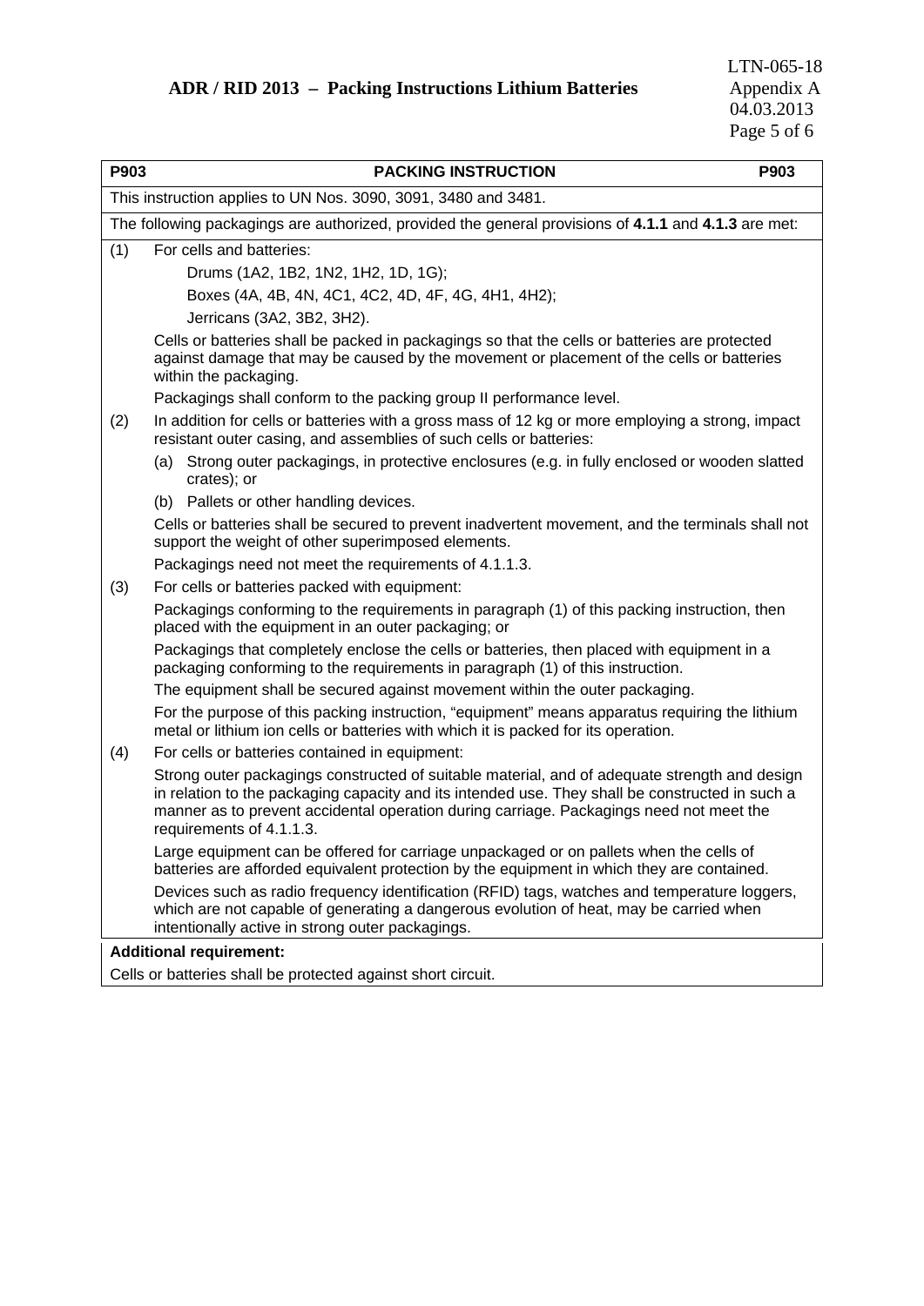| P903 | PACKING INSTRUCTION | P903 |
|---|---|---|

This instruction applies to UN Nos. 3090, 3091, 3480 and 3481.

The following packagings are authorized, provided the general provisions of **4.1.1** and **4.1.3** are met:

(1) For cells and batteries:

Drums (1A2, 1B2, 1N2, 1H2, 1D, 1G);

Boxes (4A, 4B, 4N, 4C1, 4C2, 4D, 4F, 4G, 4H1, 4H2);

Jerricans (3A2, 3B2, 3H2).

Cells or batteries shall be packed in packagings so that the cells or batteries are protected against damage that may be caused by the movement or placement of the cells or batteries within the packaging.

Packagings shall conform to the packing group II performance level.

(2) In addition for cells or batteries with a gross mass of 12 kg or more employing a strong, impact resistant outer casing, and assemblies of such cells or batteries:

(a) Strong outer packagings, in protective enclosures (e.g. in fully enclosed or wooden slatted crates); or

(b) Pallets or other handling devices.

Cells or batteries shall be secured to prevent inadvertent movement, and the terminals shall not support the weight of other superimposed elements.

Packagings need not meet the requirements of 4.1.1.3.

(3) For cells or batteries packed with equipment:

Packagings conforming to the requirements in paragraph (1) of this packing instruction, then placed with the equipment in an outer packaging; or

Packagings that completely enclose the cells or batteries, then placed with equipment in a packaging conforming to the requirements in paragraph (1) of this instruction.

The equipment shall be secured against movement within the outer packaging.

For the purpose of this packing instruction, "equipment" means apparatus requiring the lithium metal or lithium ion cells or batteries with which it is packed for its operation.

(4) For cells or batteries contained in equipment:

Strong outer packagings constructed of suitable material, and of adequate strength and design in relation to the packaging capacity and its intended use. They shall be constructed in such a manner as to prevent accidental operation during carriage. Packagings need not meet the requirements of 4.1.1.3.

Large equipment can be offered for carriage unpackaged or on pallets when the cells of batteries are afforded equivalent protection by the equipment in which they are contained.

Devices such as radio frequency identification (RFID) tags, watches and temperature loggers, which are not capable of generating a dangerous evolution of heat, may be carried when intentionally active in strong outer packagings.

**Additional requirement:**

Cells or batteries shall be protected against short circuit.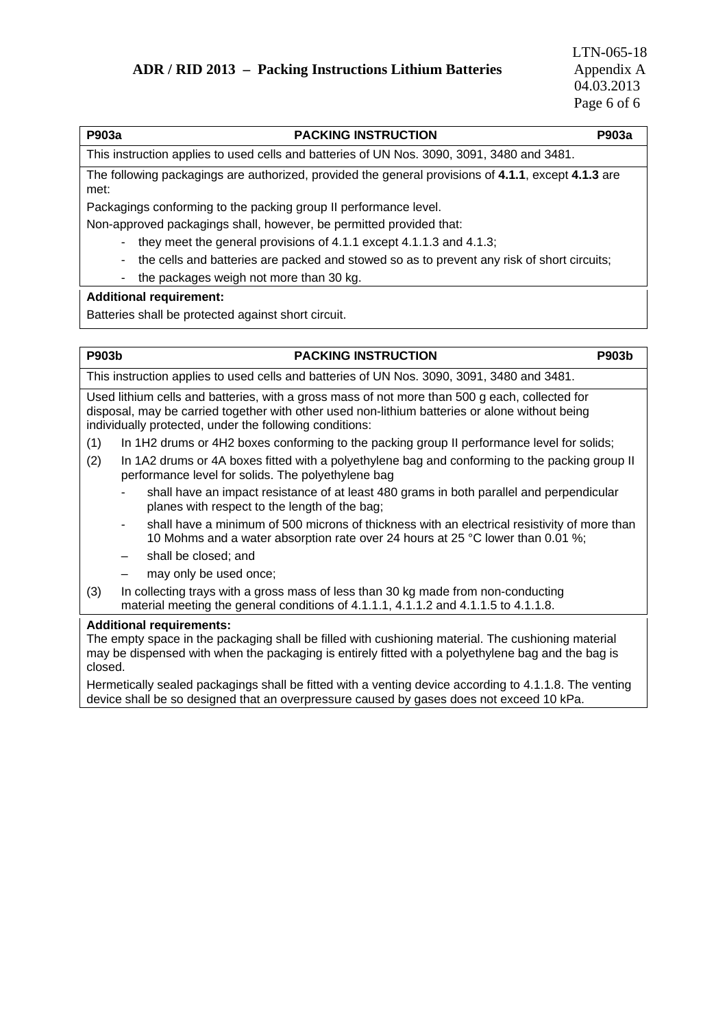## P903a — PACKING INSTRUCTION — P903a

This instruction applies to used cells and batteries of UN Nos. 3090, 3091, 3480 and 3481.

The following packagings are authorized, provided the general provisions of **4.1.1**, except **4.1.3** are met:

Packagings conforming to the packing group II performance level.

Non-approved packagings shall, however, be permitted provided that:

- they meet the general provisions of 4.1.1 except 4.1.1.3 and 4.1.3;
- the cells and batteries are packed and stowed so as to prevent any risk of short circuits;
- the packages weigh not more than 30 kg.

**Additional requirement:**

Batteries shall be protected against short circuit.

## P903b — PACKING INSTRUCTION — P903b

This instruction applies to used cells and batteries of UN Nos. 3090, 3091, 3480 and 3481.

Used lithium cells and batteries, with a gross mass of not more than 500 g each, collected for disposal, may be carried together with other used non-lithium batteries or alone without being individually protected, under the following conditions:

(1) In 1H2 drums or 4H2 boxes conforming to the packing group II performance level for solids;

(2) In 1A2 drums or 4A boxes fitted with a polyethylene bag and conforming to the packing group II performance level for solids. The polyethylene bag

- shall have an impact resistance of at least 480 grams in both parallel and perpendicular planes with respect to the length of the bag;
- shall have a minimum of 500 microns of thickness with an electrical resistivity of more than 10 Mohms and a water absorption rate over 24 hours at 25 °C lower than 0.01 %;
- shall be closed; and
- may only be used once;

(3) In collecting trays with a gross mass of less than 30 kg made from non-conducting material meeting the general conditions of 4.1.1.1, 4.1.1.2 and 4.1.1.5 to 4.1.1.8.

**Additional requirements:**

The empty space in the packaging shall be filled with cushioning material. The cushioning material may be dispensed with when the packaging is entirely fitted with a polyethylene bag and the bag is closed.

Hermetically sealed packagings shall be fitted with a venting device according to 4.1.1.8. The venting device shall be so designed that an overpressure caused by gases does not exceed 10 kPa.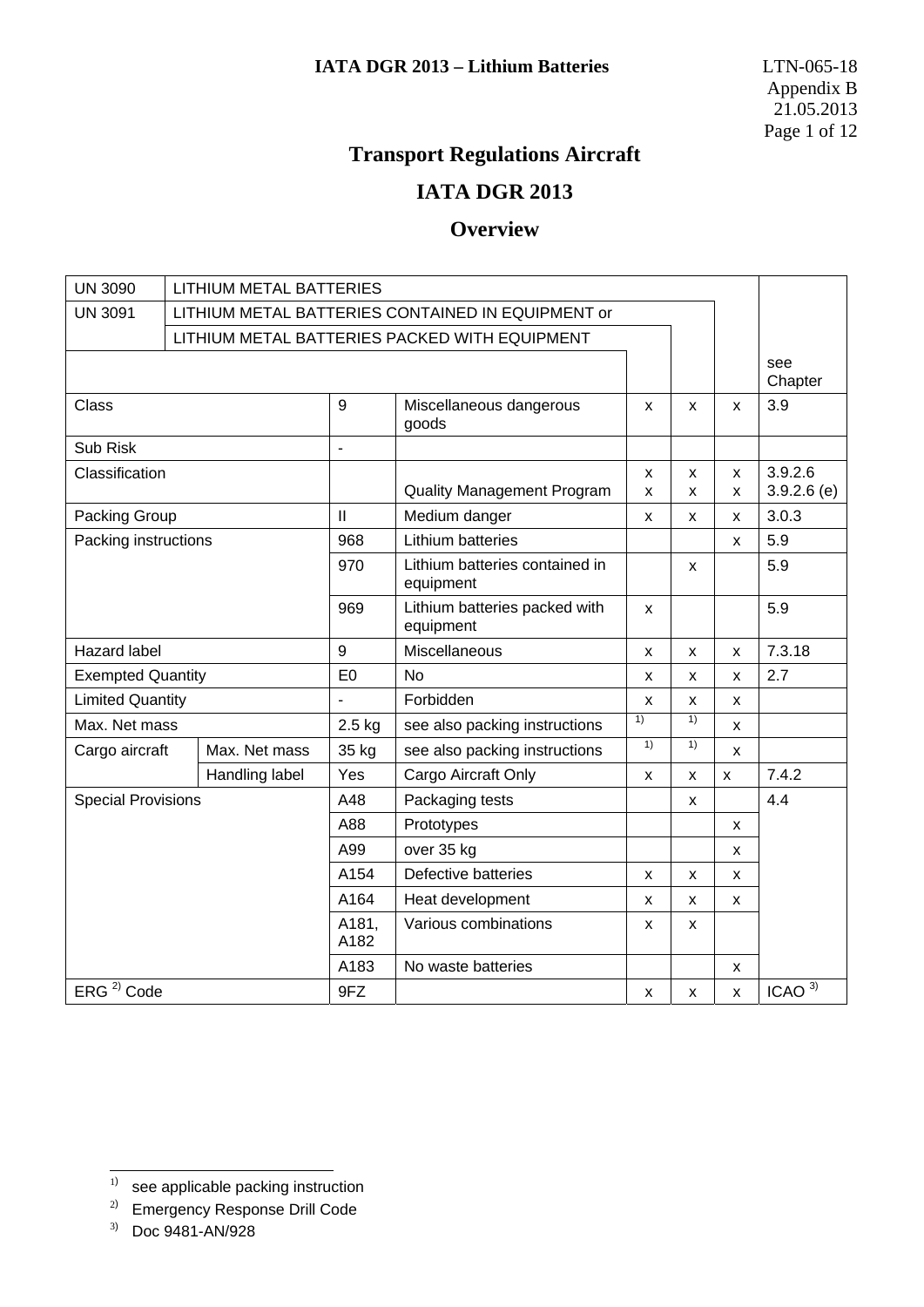# Transport Regulations Aircraft

# IATA DGR 2013

# Overview

| UN 3090 | LITHIUM METAL BATTERIES | | | | | | | |
|---|---|---|---|---|---|---|---|---|
| UN 3091 | LITHIUM METAL BATTERIES CONTAINED IN EQUIPMENT or | | | | | | | |
| | LITHIUM METAL BATTERIES PACKED WITH EQUIPMENT | | | | | | | |
| | | | | | | | | see Chapter |
| Class | | 9 | Miscellaneous dangerous goods | x | x | x | 3.9 |
| Sub Risk | | - | | | | | |
| Classification | | | Quality Management Program | x<br>x | x<br>x | x<br>x | 3.9.2.6<br>3.9.2.6 (e) |
| Packing Group | | II | Medium danger | x | x | x | 3.0.3 |
| Packing instructions | | 968 | Lithium batteries | | | x | 5.9 |
| | | 970 | Lithium batteries contained in equipment | | x | | 5.9 |
| | | 969 | Lithium batteries packed with equipment | x | | | 5.9 |
| Hazard label | | 9 | Miscellaneous | x | x | x | 7.3.18 |
| Exempted Quantity | | E0 | No | x | x | x | 2.7 |
| Limited Quantity | | - | Forbidden | x | x | x | |
| Max. Net mass | | 2.5 kg | see also packing instructions | [1] | [1] | x | |
| Cargo aircraft | Max. Net mass | 35 kg | see also packing instructions | [1] | [1] | x | |
| | Handling label | Yes | Cargo Aircraft Only | x | x | x | 7.4.2 |
| Special Provisions | | A48 | Packaging tests | | x | | 4.4 |
| | | A88 | Prototypes | | | x | |
| | | A99 | over 35 kg | | | x | |
| | | A154 | Defective batteries | x | x | x | |
| | | A164 | Heat development | x | x | x | |
| | | A181, A182 | Various combinations | x | x | | |
| | | A183 | No waste batteries | | | x | |
| ERG [2] Code | | 9FZ | | x | x | x | ICAO [3] |

[1] see applicable packing instruction

[2] Emergency Response Drill Code

[3] Doc 9481-AN/928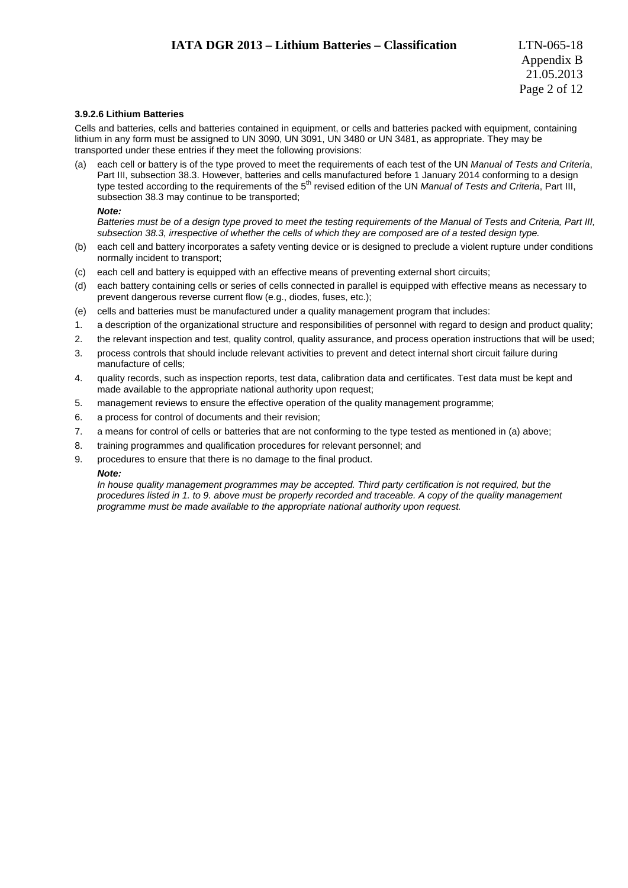### 3.9.2.6 Lithium Batteries

Cells and batteries, cells and batteries contained in equipment, or cells and batteries packed with equipment, containing lithium in any form must be assigned to UN 3090, UN 3091, UN 3480 or UN 3481, as appropriate. They may be transported under these entries if they meet the following provisions:

(a) each cell or battery is of the type proved to meet the requirements of each test of the UN *Manual of Tests and Criteria*, Part III, subsection 38.3. However, batteries and cells manufactured before 1 January 2014 conforming to a design type tested according to the requirements of the 5th revised edition of the UN *Manual of Tests and Criteria*, Part III, subsection 38.3 may continue to be transported;

***Note:***
*Batteries must be of a design type proved to meet the testing requirements of the Manual of Tests and Criteria, Part III, subsection 38.3, irrespective of whether the cells of which they are composed are of a tested design type.*

(b) each cell and battery incorporates a safety venting device or is designed to preclude a violent rupture under conditions normally incident to transport;

(c) each cell and battery is equipped with an effective means of preventing external short circuits;

(d) each battery containing cells or series of cells connected in parallel is equipped with effective means as necessary to prevent dangerous reverse current flow (e.g., diodes, fuses, etc.);

(e) cells and batteries must be manufactured under a quality management program that includes:

1. a description of the organizational structure and responsibilities of personnel with regard to design and product quality;
2. the relevant inspection and test, quality control, quality assurance, and process operation instructions that will be used;
3. process controls that should include relevant activities to prevent and detect internal short circuit failure during manufacture of cells;
4. quality records, such as inspection reports, test data, calibration data and certificates. Test data must be kept and made available to the appropriate national authority upon request;
5. management reviews to ensure the effective operation of the quality management programme;
6. a process for control of documents and their revision;
7. a means for control of cells or batteries that are not conforming to the type tested as mentioned in (a) above;
8. training programmes and qualification procedures for relevant personnel; and
9. procedures to ensure that there is no damage to the final product.

***Note:***
*In house quality management programmes may be accepted. Third party certification is not required, but the procedures listed in 1. to 9. above must be properly recorded and traceable. A copy of the quality management programme must be made available to the appropriate national authority upon request.*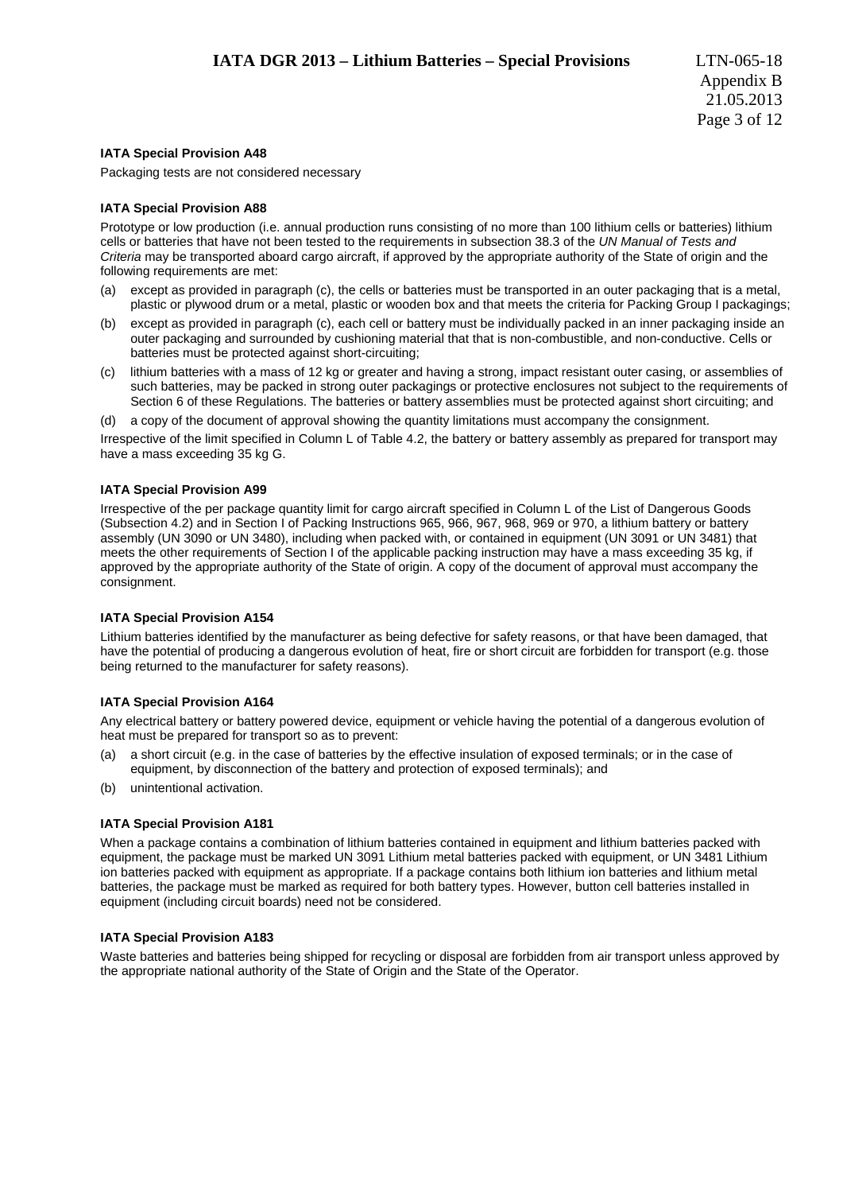### IATA Special Provision A48

Packaging tests are not considered necessary

### IATA Special Provision A88

Prototype or low production (i.e. annual production runs consisting of no more than 100 lithium cells or batteries) lithium cells or batteries that have not been tested to the requirements in subsection 38.3 of the *UN Manual of Tests and Criteria* may be transported aboard cargo aircraft, if approved by the appropriate authority of the State of origin and the following requirements are met:

(a) except as provided in paragraph (c), the cells or batteries must be transported in an outer packaging that is a metal, plastic or plywood drum or a metal, plastic or wooden box and that meets the criteria for Packing Group I packagings;

(b) except as provided in paragraph (c), each cell or battery must be individually packed in an inner packaging inside an outer packaging and surrounded by cushioning material that that is non-combustible, and non-conductive. Cells or batteries must be protected against short-circuiting;

(c) lithium batteries with a mass of 12 kg or greater and having a strong, impact resistant outer casing, or assemblies of such batteries, may be packed in strong outer packagings or protective enclosures not subject to the requirements of Section 6 of these Regulations. The batteries or battery assemblies must be protected against short circuiting; and

(d) a copy of the document of approval showing the quantity limitations must accompany the consignment.

Irrespective of the limit specified in Column L of Table 4.2, the battery or battery assembly as prepared for transport may have a mass exceeding 35 kg G.

### IATA Special Provision A99

Irrespective of the per package quantity limit for cargo aircraft specified in Column L of the List of Dangerous Goods (Subsection 4.2) and in Section I of Packing Instructions 965, 966, 967, 968, 969 or 970, a lithium battery or battery assembly (UN 3090 or UN 3480), including when packed with, or contained in equipment (UN 3091 or UN 3481) that meets the other requirements of Section I of the applicable packing instruction may have a mass exceeding 35 kg, if approved by the appropriate authority of the State of origin. A copy of the document of approval must accompany the consignment.

### IATA Special Provision A154

Lithium batteries identified by the manufacturer as being defective for safety reasons, or that have been damaged, that have the potential of producing a dangerous evolution of heat, fire or short circuit are forbidden for transport (e.g. those being returned to the manufacturer for safety reasons).

### IATA Special Provision A164

Any electrical battery or battery powered device, equipment or vehicle having the potential of a dangerous evolution of heat must be prepared for transport so as to prevent:

(a) a short circuit (e.g. in the case of batteries by the effective insulation of exposed terminals; or in the case of equipment, by disconnection of the battery and protection of exposed terminals); and

(b) unintentional activation.

### IATA Special Provision A181

When a package contains a combination of lithium batteries contained in equipment and lithium batteries packed with equipment, the package must be marked UN 3091 Lithium metal batteries packed with equipment, or UN 3481 Lithium ion batteries packed with equipment as appropriate. If a package contains both lithium ion batteries and lithium metal batteries, the package must be marked as required for both battery types. However, button cell batteries installed in equipment (including circuit boards) need not be considered.

### IATA Special Provision A183

Waste batteries and batteries being shipped for recycling or disposal are forbidden from air transport unless approved by the appropriate national authority of the State of Origin and the State of the Operator.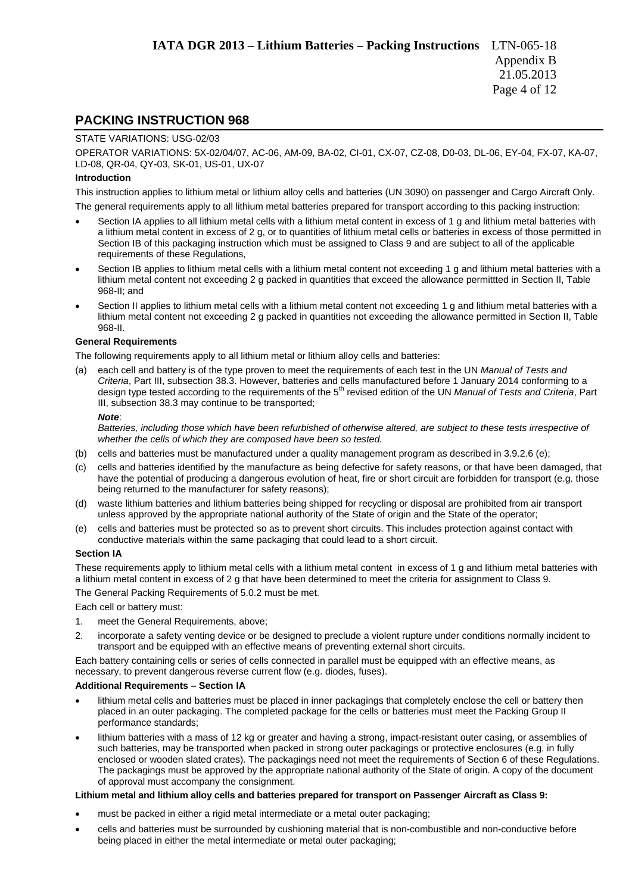## PACKING INSTRUCTION 968

STATE VARIATIONS: USG-02/03

OPERATOR VARIATIONS: 5X-02/04/07, AC-06, AM-09, BA-02, CI-01, CX-07, CZ-08, D0-03, DL-06, EY-04, FX-07, KA-07, LD-08, QR-04, QY-03, SK-01, US-01, UX-07

**Introduction**

This instruction applies to lithium metal or lithium alloy cells and batteries (UN 3090) on passenger and Cargo Aircraft Only.

The general requirements apply to all lithium metal batteries prepared for transport according to this packing instruction:

- Section IA applies to all lithium metal cells with a lithium metal content in excess of 1 g and lithium metal batteries with a lithium metal content in excess of 2 g, or to quantities of lithium metal cells or batteries in excess of those permitted in Section IB of this packaging instruction which must be assigned to Class 9 and are subject to all of the applicable requirements of these Regulations,
- Section IB applies to lithium metal cells with a lithium metal content not exceeding 1 g and lithium metal batteries with a lithium metal content not exceeding 2 g packed in quantities that exceed the allowance permittted in Section II, Table 968-II; and
- Section II applies to lithium metal cells with a lithium metal content not exceeding 1 g and lithium metal batteries with a lithium metal content not exceeding 2 g packed in quantities not exceeding the allowance permitted in Section II, Table 968-II.

**General Requirements**

The following requirements apply to all lithium metal or lithium alloy cells and batteries:

(a) each cell and battery is of the type proven to meet the requirements of each test in the UN *Manual of Tests and Criteria*, Part III, subsection 38.3. However, batteries and cells manufactured before 1 January 2014 conforming to a design type tested according to the requirements of the 5th revised edition of the UN *Manual of Tests and Criteria*, Part III, subsection 38.3 may continue to be transported;

***Note***:
*Batteries, including those which have been refurbished of otherwise altered, are subject to these tests irrespective of whether the cells of which they are composed have been so tested.*

(b) cells and batteries must be manufactured under a quality management program as described in 3.9.2.6 (e);

(c) cells and batteries identified by the manufacture as being defective for safety reasons, or that have been damaged, that have the potential of producing a dangerous evolution of heat, fire or short circuit are forbidden for transport (e.g. those being returned to the manufacturer for safety reasons);

(d) waste lithium batteries and lithium batteries being shipped for recycling or disposal are prohibited from air transport unless approved by the appropriate national authority of the State of origin and the State of the operator;

(e) cells and batteries must be protected so as to prevent short circuits. This includes protection against contact with conductive materials within the same packaging that could lead to a short circuit.

**Section IA**

These requirements apply to lithium metal cells with a lithium metal content in excess of 1 g and lithium metal batteries with a lithium metal content in excess of 2 g that have been determined to meet the criteria for assignment to Class 9.

The General Packing Requirements of 5.0.2 must be met.

Each cell or battery must:

1. meet the General Requirements, above;
2. incorporate a safety venting device or be designed to preclude a violent rupture under conditions normally incident to transport and be equipped with an effective means of preventing external short circuits.

Each battery containing cells or series of cells connected in parallel must be equipped with an effective means, as necessary, to prevent dangerous reverse current flow (e.g. diodes, fuses).

**Additional Requirements – Section IA**

- lithium metal cells and batteries must be placed in inner packagings that completely enclose the cell or battery then placed in an outer packaging. The completed package for the cells or batteries must meet the Packing Group II performance standards;
- lithium batteries with a mass of 12 kg or greater and having a strong, impact-resistant outer casing, or assemblies of such batteries, may be transported when packed in strong outer packagings or protective enclosures (e.g. in fully enclosed or wooden slated crates). The packagings need not meet the requirements of Section 6 of these Regulations. The packagings must be approved by the appropriate national authority of the State of origin. A copy of the document of approval must accompany the consignment.

**Lithium metal and lithium alloy cells and batteries prepared for transport on Passenger Aircraft as Class 9:**

- must be packed in either a rigid metal intermediate or a metal outer packaging;
- cells and batteries must be surrounded by cushioning material that is non-combustible and non-conductive before being placed in either the metal intermediate or metal outer packaging;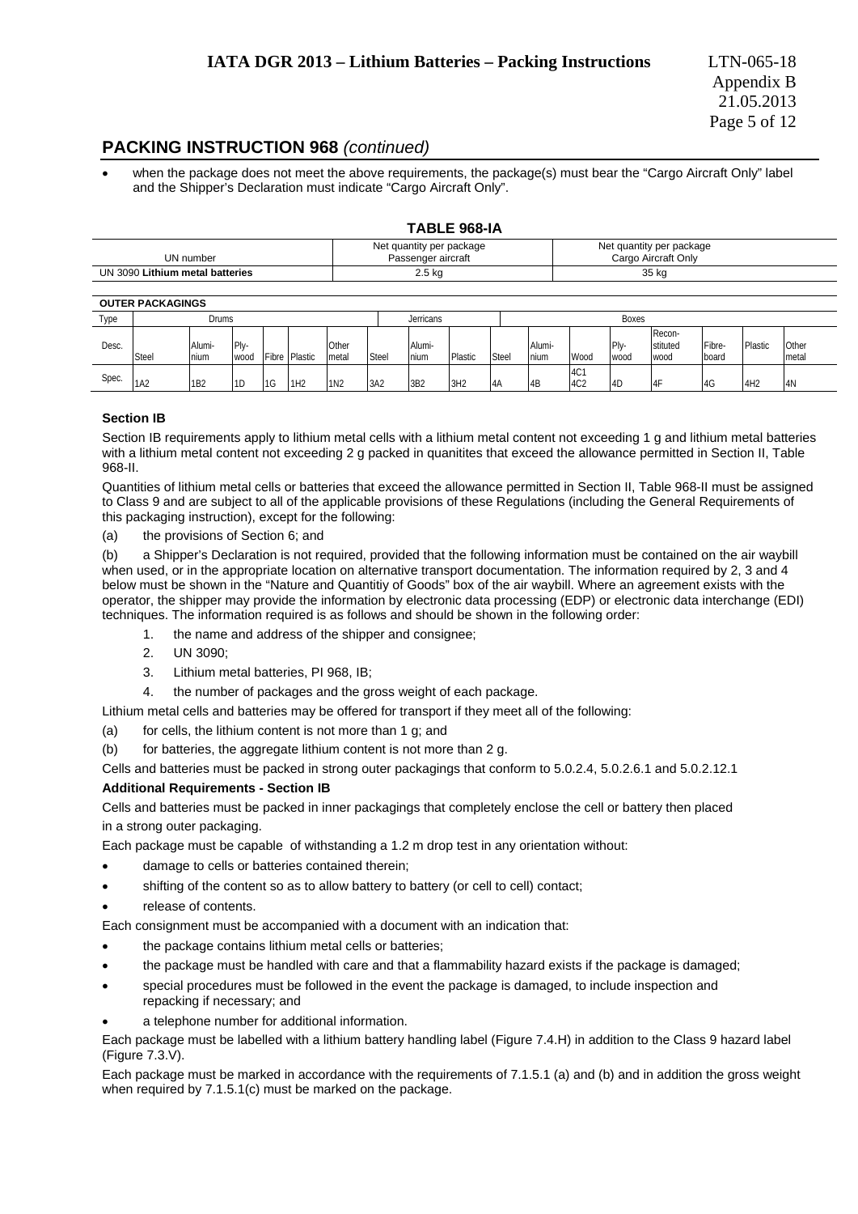## PACKING INSTRUCTION 968 *(continued)*

- when the package does not meet the above requirements, the package(s) must bear the "Cargo Aircraft Only" label and the Shipper's Declaration must indicate "Cargo Aircraft Only".

**TABLE 968-IA**

| UN number | Net quantity per package Passenger aircraft | Net quantity per package Cargo Aircraft Only |
|---|---|---|
| UN 3090 **Lithium metal batteries** | 2.5 kg | 35 kg |

**OUTER PACKAGINGS**

| Type | Drums | | | | | | Jerricans | | | Boxes | | | | | | | | |
|---|---|---|---|---|---|---|---|---|---|---|---|---|---|---|---|---|---|---|
| Desc. | Steel | Alumi-nium | Ply-wood | Fibre | Plastic | Other metal | Steel | Alumi-nium | Plastic | Steel | Alumi-nium | Wood | Ply-wood | Recon-stituted wood | Fibre-board | Plastic | Other metal |
| Spec. | 1A2 | 1B2 | 1D | 1G | 1H2 | 1N2 | 3A2 | 3B2 | 3H2 | 4A | 4B | 4C1 4C2 | 4D | 4F | 4G | 4H2 | 4N |

### Section IB

Section IB requirements apply to lithium metal cells with a lithium metal content not exceeding 1 g and lithium metal batteries with a lithium metal content not exceeding 2 g packed in quanitites that exceed the allowance permitted in Section II, Table 968-II.

Quantities of lithium metal cells or batteries that exceed the allowance permitted in Section II, Table 968-II must be assigned to Class 9 and are subject to all of the applicable provisions of these Regulations (including the General Requirements of this packaging instruction), except for the following:

(a) the provisions of Section 6; and

(b) a Shipper's Declaration is not required, provided that the following information must be contained on the air waybill when used, or in the appropriate location on alternative transport documentation. The information required by 2, 3 and 4 below must be shown in the "Nature and Quantitiy of Goods" box of the air waybill. Where an agreement exists with the operator, the shipper may provide the information by electronic data processing (EDP) or electronic data interchange (EDI) techniques. The information required is as follows and should be shown in the following order:

1. the name and address of the shipper and consignee;
2. UN 3090;
3. Lithium metal batteries, PI 968, IB;
4. the number of packages and the gross weight of each package.

Lithium metal cells and batteries may be offered for transport if they meet all of the following:

(a) for cells, the lithium content is not more than 1 g; and

(b) for batteries, the aggregate lithium content is not more than 2 g.

Cells and batteries must be packed in strong outer packagings that conform to 5.0.2.4, 5.0.2.6.1 and 5.0.2.12.1

**Additional Requirements - Section IB**

Cells and batteries must be packed in inner packagings that completely enclose the cell or battery then placed in a strong outer packaging.

Each package must be capable of withstanding a 1.2 m drop test in any orientation without:

- damage to cells or batteries contained therein;
- shifting of the content so as to allow battery to battery (or cell to cell) contact;
- release of contents.

Each consignment must be accompanied with a document with an indication that:

- the package contains lithium metal cells or batteries;
- the package must be handled with care and that a flammability hazard exists if the package is damaged;
- special procedures must be followed in the event the package is damaged, to include inspection and repacking if necessary; and
- a telephone number for additional information.

Each package must be labelled with a lithium battery handling label (Figure 7.4.H) in addition to the Class 9 hazard label (Figure 7.3.V).

Each package must be marked in accordance with the requirements of 7.1.5.1 (a) and (b) and in addition the gross weight when required by 7.1.5.1(c) must be marked on the package.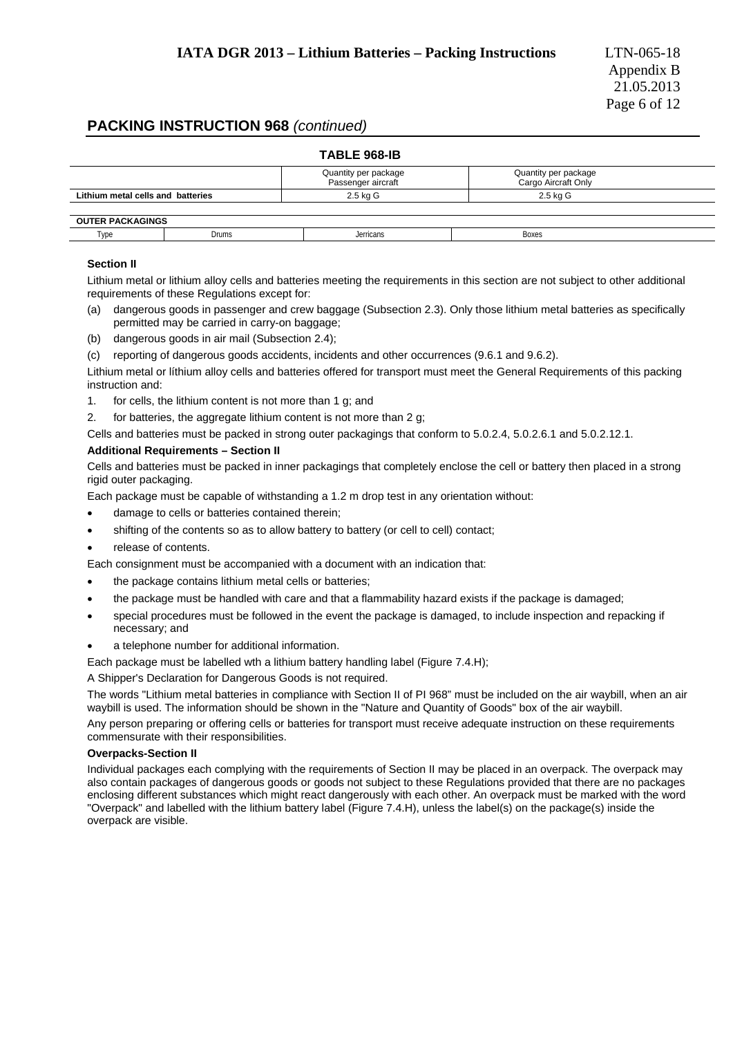## PACKING INSTRUCTION 968 *(continued)*

**TABLE 968-IB**

| | Quantity per package Passenger aircraft | Quantity per package Cargo Aircraft Only |
|---|---|---|
| **Lithium metal cells and batteries** | 2.5 kg G | 2.5 kg G |

| **OUTER PACKAGINGS** | | | |
|---|---|---|---|
| Type | Drums | Jerricans | Boxes |

**Section II**

Lithium metal or lithium alloy cells and batteries meeting the requirements in this section are not subject to other additional requirements of these Regulations except for:

(a) dangerous goods in passenger and crew baggage (Subsection 2.3). Only those lithium metal batteries as specifically permitted may be carried in carry-on baggage;

(b) dangerous goods in air mail (Subsection 2.4);

(c) reporting of dangerous goods accidents, incidents and other occurrences (9.6.1 and 9.6.2).

Lithium metal or líthium alloy cells and batteries offered for transport must meet the General Requirements of this packing instruction and:

1. for cells, the lithium content is not more than 1 g; and
2. for batteries, the aggregate lithium content is not more than 2 g;

Cells and batteries must be packed in strong outer packagings that conform to 5.0.2.4, 5.0.2.6.1 and 5.0.2.12.1.

**Additional Requirements – Section II**

Cells and batteries must be packed in inner packagings that completely enclose the cell or battery then placed in a strong rigid outer packaging.

Each package must be capable of withstanding a 1.2 m drop test in any orientation without:

- damage to cells or batteries contained therein;
- shifting of the contents so as to allow battery to battery (or cell to cell) contact;
- release of contents.

Each consignment must be accompanied with a document with an indication that:

- the package contains lithium metal cells or batteries;
- the package must be handled with care and that a flammability hazard exists if the package is damaged;
- special procedures must be followed in the event the package is damaged, to include inspection and repacking if necessary; and
- a telephone number for additional information.

Each package must be labelled wth a lithium battery handling label (Figure 7.4.H);

A Shipper's Declaration for Dangerous Goods is not required.

The words "Lithium metal batteries in compliance with Section II of PI 968" must be included on the air waybill, when an air waybill is used. The information should be shown in the "Nature and Quantity of Goods" box of the air waybill.

Any person preparing or offering cells or batteries for transport must receive adequate instruction on these requirements commensurate with their responsibilities.

**Overpacks-Section II**

Individual packages each complying with the requirements of Section II may be placed in an overpack. The overpack may also contain packages of dangerous goods or goods not subject to these Regulations provided that there are no packages enclosing different substances which might react dangerously with each other. An overpack must be marked with the word "Overpack" and labelled with the lithium battery label (Figure 7.4.H), unless the label(s) on the package(s) inside the overpack are visible.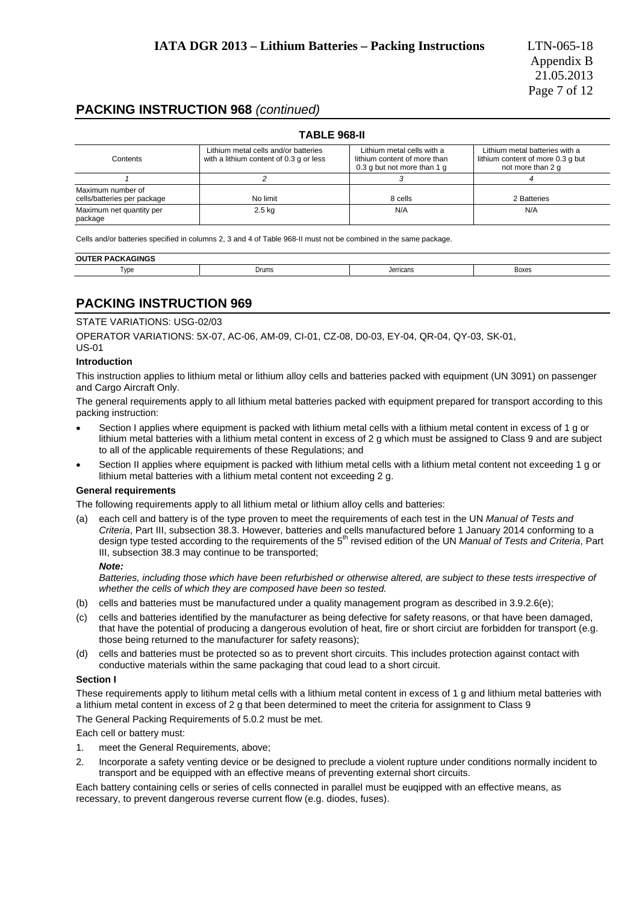## PACKING INSTRUCTION 968 *(continued)*

**TABLE 968-II**

| Contents | Lithium metal cells and/or batteries with a lithium content of 0.3 g or less | Lithium metal cells with a lithium content of more than 0.3 g but not more than 1 g | Lithium metal batteries with a lithium content of more 0.3 g but not more than 2 g |
|---|---|---|---|
| *1* | *2* | *3* | *4* |
| Maximum number of cells/batteries per package | No limit | 8 cells | 2 Batteries |
| Maximum net quantity per package | 2.5 kg | N/A | N/A |

Cells and/or batteries specified in columns 2, 3 and 4 of Table 968-II must not be combined in the same package.

| OUTER PACKAGINGS | | | |
|---|---|---|---|
| Type | Drums | Jerricans | Boxes |

## PACKING INSTRUCTION 969

STATE VARIATIONS: USG-02/03

OPERATOR VARIATIONS: 5X-07, AC-06, AM-09, CI-01, CZ-08, D0-03, EY-04, QR-04, QY-03, SK-01, US-01

**Introduction**

This instruction applies to lithium metal or lithium alloy cells and batteries packed with equipment (UN 3091) on passenger and Cargo Aircraft Only.

The general requirements apply to all lithium metal batteries packed with equipment prepared for transport according to this packing instruction:

- Section I applies where equipment is packed with lithium metal cells with a lithium metal content in excess of 1 g or lithium metal batteries with a lithium metal content in excess of 2 g which must be assigned to Class 9 and are subject to all of the applicable requirements of these Regulations; and
- Section II applies where equipment is packed with lithium metal cells with a lithium metal content not exceeding 1 g or lithium metal batteries with a lithium metal content not exceeding 2 g.

**General requirements**

The following requirements apply to all lithium metal or lithium alloy cells and batteries:

(a) each cell and battery is of the type proven to meet the requirements of each test in the UN *Manual of Tests and Criteria*, Part III, subsection 38.3. However, batteries and cells manufactured before 1 January 2014 conforming to a design type tested according to the requirements of the 5th revised edition of the UN *Manual of Tests and Criteria*, Part III, subsection 38.3 may continue to be transported;

***Note:***

*Batteries, including those which have been refurbished or otherwise altered, are subject to these tests irrespective of whether the cells of which they are composed have been so tested.*

(b) cells and batteries must be manufactured under a quality management program as described in 3.9.2.6(e);

(c) cells and batteries identified by the manufacturer as being defective for safety reasons, or that have been damaged, that have the potential of producing a dangerous evolution of heat, fire or short circiut are forbidden for transport (e.g. those being returned to the manufacturer for safety reasons);

(d) cells and batteries must be protected so as to prevent short circuits. This includes protection against contact with conductive materials within the same packaging that coud lead to a short circuit.

**Section I**

These requirements apply to litihum metal cells with a lithium metal content in excess of 1 g and lithium metal batteries with a lithium metal content in excess of 2 g that been determined to meet the criteria for assignment to Class 9

The General Packing Requirements of 5.0.2 must be met.

Each cell or battery must:

1. meet the General Requirements, above;
2. Incorporate a safety venting device or be designed to preclude a violent rupture under conditions normally incident to transport and be equipped with an effective means of preventing external short circuits.

Each battery containing cells or series of cells connected in parallel must be euqipped with an effective means, as recessary, to prevent dangerous reverse current flow (e.g. diodes, fuses).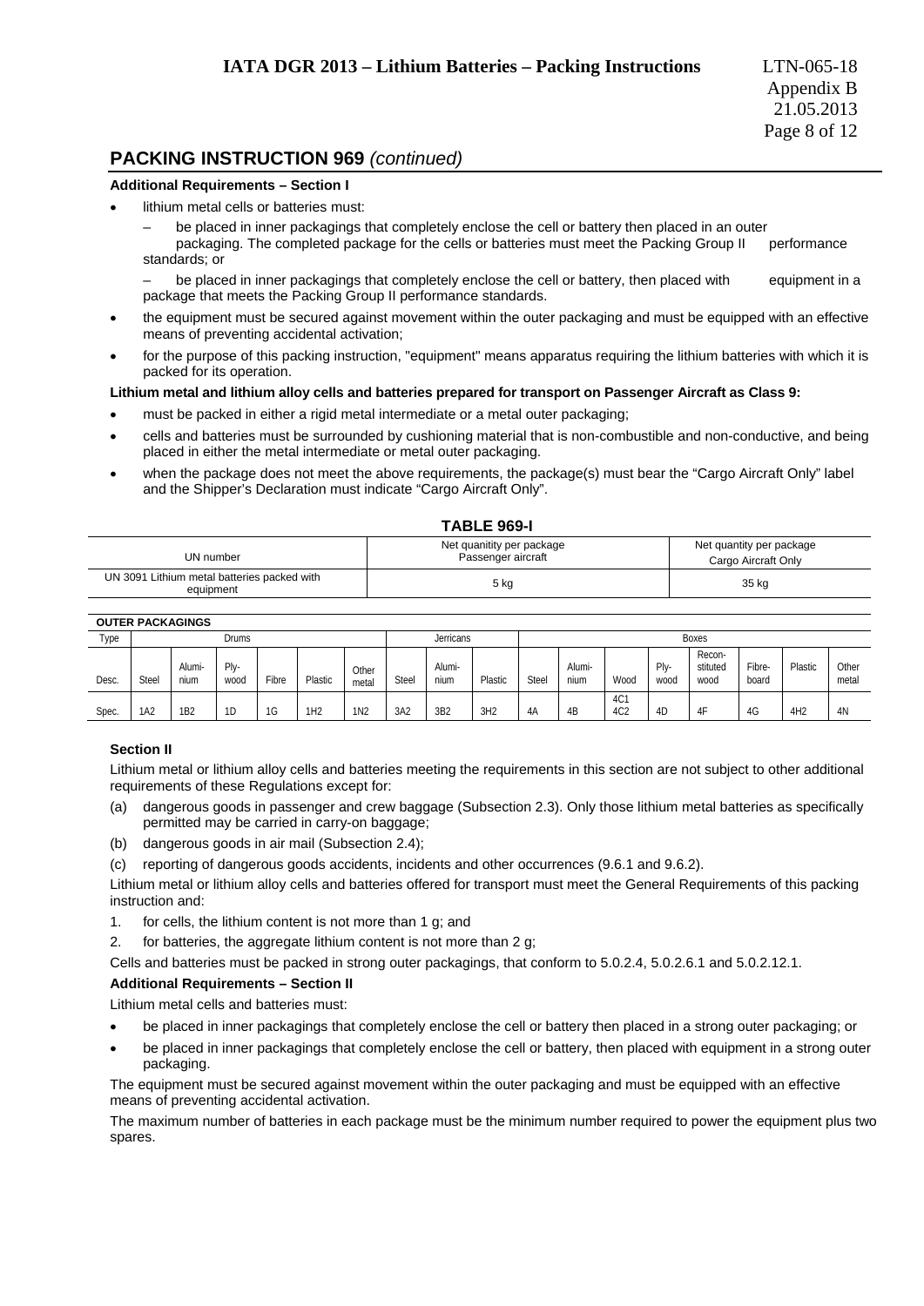## PACKING INSTRUCTION 969 *(continued)*

**Additional Requirements – Section I**

- lithium metal cells or batteries must:
  - be placed in inner packagings that completely enclose the cell or battery then placed in an outer packaging. The completed package for the cells or batteries must meet the Packing Group II performance standards; or
  - be placed in inner packagings that completely enclose the cell or battery, then placed with equipment in a package that meets the Packing Group II performance standards.
- the equipment must be secured against movement within the outer packaging and must be equipped with an effective means of preventing accidental activation;
- for the purpose of this packing instruction, "equipment" means apparatus requiring the lithium batteries with which it is packed for its operation.

**Lithium metal and lithium alloy cells and batteries prepared for transport on Passenger Aircraft as Class 9:**

- must be packed in either a rigid metal intermediate or a metal outer packaging;
- cells and batteries must be surrounded by cushioning material that is non-combustible and non-conductive, and being placed in either the metal intermediate or metal outer packaging.
- when the package does not meet the above requirements, the package(s) must bear the "Cargo Aircraft Only" label and the Shipper's Declaration must indicate "Cargo Aircraft Only".

**TABLE 969-I**

| UN number | Net quanitity per package Passenger aircraft | Net quantity per package Cargo Aircraft Only |
|---|---|---|
| UN 3091 Lithium metal batteries packed with equipment | 5 kg | 35 kg |

**OUTER PACKAGINGS**

| Type | Drums | | | | | | Jerricans | | | Boxes | | | | | | | |
|---|---|---|---|---|---|---|---|---|---|---|---|---|---|---|---|---|---|
| Desc. | Steel | Alumi-nium | Ply-wood | Fibre | Plastic | Other metal | Steel | Alumi-nium | Plastic | Steel | Alumi-nium | Wood | Ply-wood | Recon-stituted wood | Fibre-board | Plastic | Other metal |
| Spec. | 1A2 | 1B2 | 1D | 1G | 1H2 | 1N2 | 3A2 | 3B2 | 3H2 | 4A | 4B | 4C1 4C2 | 4D | 4F | 4G | 4H2 | 4N |

**Section II**

Lithium metal or lithium alloy cells and batteries meeting the requirements in this section are not subject to other additional requirements of these Regulations except for:

(a) dangerous goods in passenger and crew baggage (Subsection 2.3). Only those lithium metal batteries as specifically permitted may be carried in carry-on baggage;

(b) dangerous goods in air mail (Subsection 2.4);

(c) reporting of dangerous goods accidents, incidents and other occurrences (9.6.1 and 9.6.2).

Lithium metal or lithium alloy cells and batteries offered for transport must meet the General Requirements of this packing instruction and:

1. for cells, the lithium content is not more than 1 g; and
2. for batteries, the aggregate lithium content is not more than 2 g;

Cells and batteries must be packed in strong outer packagings, that conform to 5.0.2.4, 5.0.2.6.1 and 5.0.2.12.1.

**Additional Requirements – Section II**

Lithium metal cells and batteries must:

- be placed in inner packagings that completely enclose the cell or battery then placed in a strong outer packaging; or
- be placed in inner packagings that completely enclose the cell or battery, then placed with equipment in a strong outer packaging.

The equipment must be secured against movement within the outer packaging and must be equipped with an effective means of preventing accidental activation.

The maximum number of batteries in each package must be the minimum number required to power the equipment plus two spares.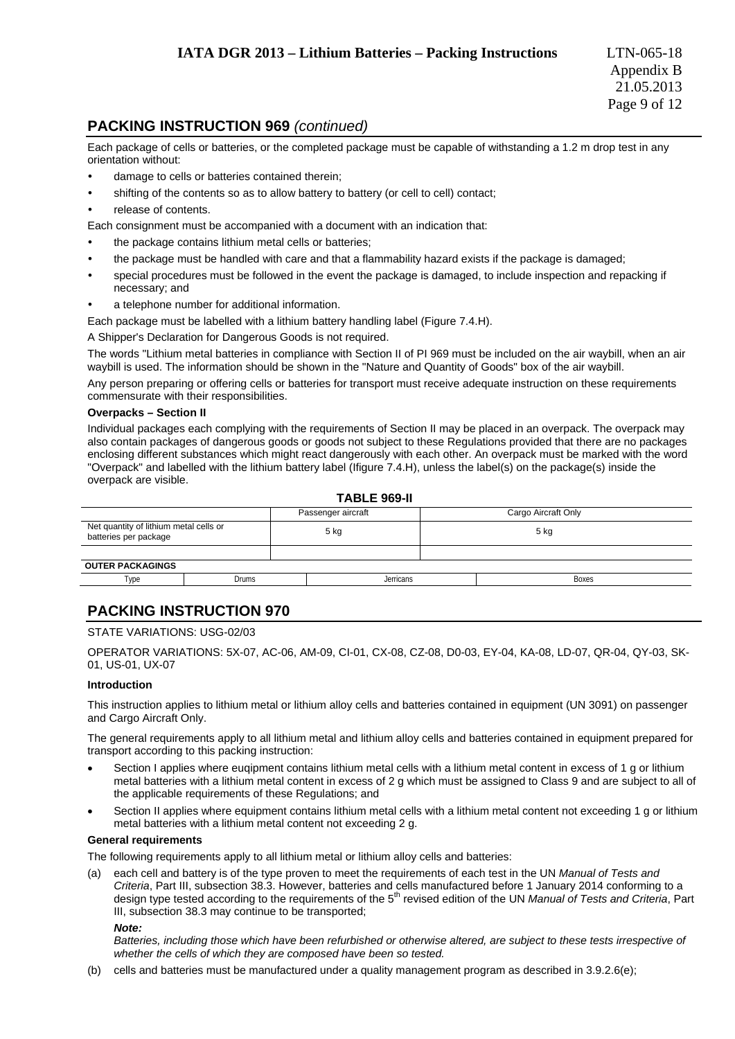## PACKING INSTRUCTION 969 *(continued)*

Each package of cells or batteries, or the completed package must be capable of withstanding a 1.2 m drop test in any orientation without:

- damage to cells or batteries contained therein;
- shifting of the contents so as to allow battery to battery (or cell to cell) contact;
- release of contents.

Each consignment must be accompanied with a document with an indication that:

- the package contains lithium metal cells or batteries;
- the package must be handled with care and that a flammability hazard exists if the package is damaged;
- special procedures must be followed in the event the package is damaged, to include inspection and repacking if necessary; and
- a telephone number for additional information.

Each package must be labelled with a lithium battery handling label (Figure 7.4.H).

A Shipper's Declaration for Dangerous Goods is not required.

The words "Lithium metal batteries in compliance with Section II of PI 969 must be included on the air waybill, when an air waybill is used. The information should be shown in the "Nature and Quantity of Goods" box of the air waybill.

Any person preparing or offering cells or batteries for transport must receive adequate instruction on these requirements commensurate with their responsibilities.

**Overpacks – Section II**

Individual packages each complying with the requirements of Section II may be placed in an overpack. The overpack may also contain packages of dangerous goods or goods not subject to these Regulations provided that there are no packages enclosing different substances which might react dangerously with each other. An overpack must be marked with the word "Overpack" and labelled with the lithium battery label (Ifigure 7.4.H), unless the label(s) on the package(s) inside the overpack are visible.

**TABLE 969-II**

| | Passenger aircraft | Cargo Aircraft Only |
|---|---|---|
| Net quantity of lithium metal cells or batteries per package | 5 kg | 5 kg |
| | | |

| OUTER PACKAGINGS | | | |
|---|---|---|---|
| Type | Drums | Jerricans | Boxes |

## PACKING INSTRUCTION 970

STATE VARIATIONS: USG-02/03

OPERATOR VARIATIONS: 5X-07, AC-06, AM-09, CI-01, CX-08, CZ-08, D0-03, EY-04, KA-08, LD-07, QR-04, QY-03, SK-01, US-01, UX-07

**Introduction**

This instruction applies to lithium metal or lithium alloy cells and batteries contained in equipment (UN 3091) on passenger and Cargo Aircraft Only.

The general requirements apply to all lithium metal and lithium alloy cells and batteries contained in equipment prepared for transport according to this packing instruction:

- Section I applies where euqipment contains lithium metal cells with a lithium metal content in excess of 1 g or lithium metal batteries with a lithium metal content in excess of 2 g which must be assigned to Class 9 and are subject to all of the applicable requirements of these Regulations; and
- Section II applies where equipment contains lithium metal cells with a lithium metal content not exceeding 1 g or lithium metal batteries with a lithium metal content not exceeding 2 g.

**General requirements**

The following requirements apply to all lithium metal or lithium alloy cells and batteries:

(a) each cell and battery is of the type proven to meet the requirements of each test in the UN *Manual of Tests and Criteria*, Part III, subsection 38.3. However, batteries and cells manufactured before 1 January 2014 conforming to a design type tested according to the requirements of the 5th revised edition of the UN *Manual of Tests and Criteria*, Part III, subsection 38.3 may continue to be transported;

***Note:***
*Batteries, including those which have been refurbished or otherwise altered, are subject to these tests irrespective of whether the cells of which they are composed have been so tested.*

(b) cells and batteries must be manufactured under a quality management program as described in 3.9.2.6(e);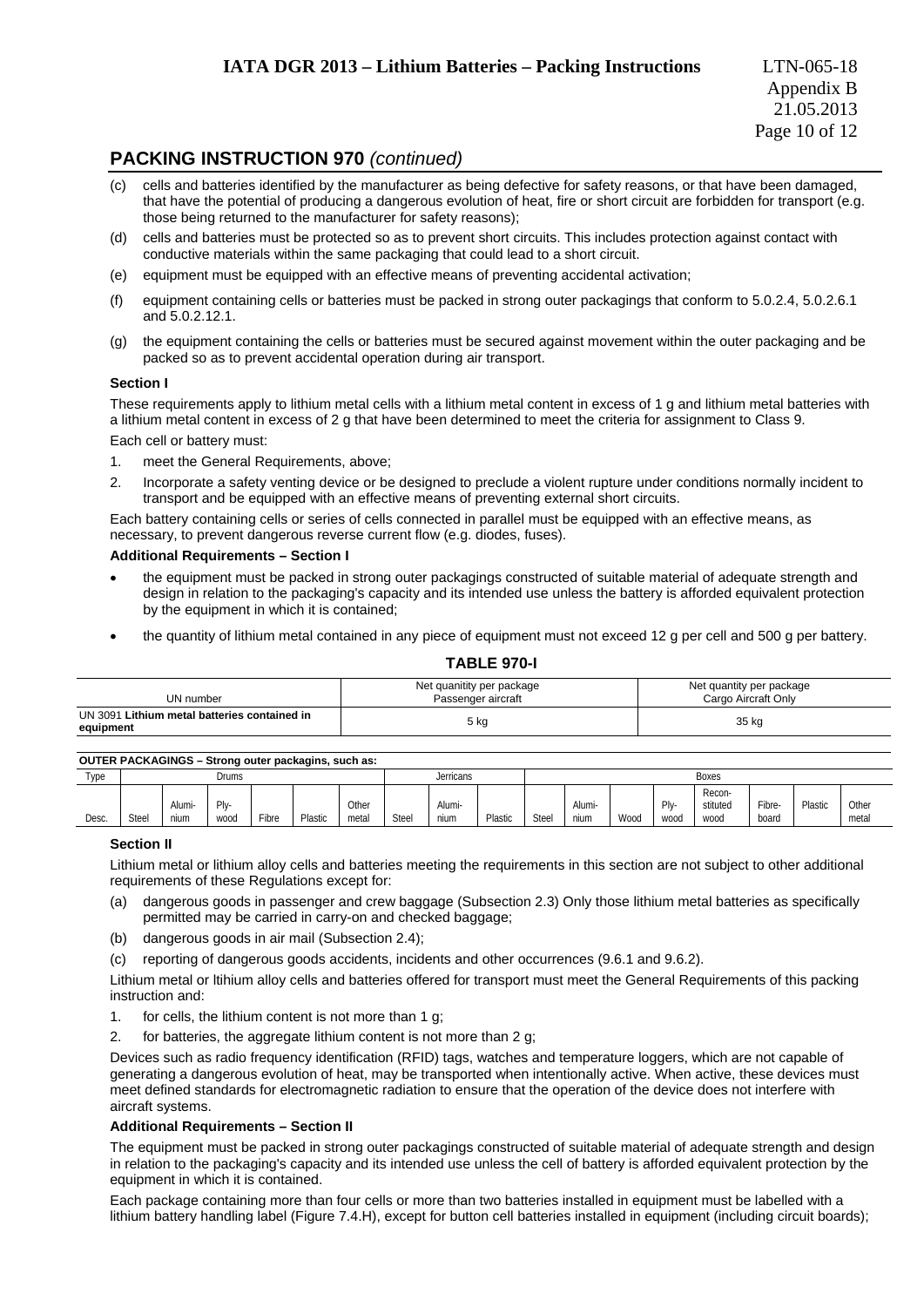## PACKING INSTRUCTION 970 *(continued)*

(c) cells and batteries identified by the manufacturer as being defective for safety reasons, or that have been damaged, that have the potential of producing a dangerous evolution of heat, fire or short circuit are forbidden for transport (e.g. those being returned to the manufacturer for safety reasons);

(d) cells and batteries must be protected so as to prevent short circuits. This includes protection against contact with conductive materials within the same packaging that could lead to a short circuit.

(e) equipment must be equipped with an effective means of preventing accidental activation;

(f) equipment containing cells or batteries must be packed in strong outer packagings that conform to 5.0.2.4, 5.0.2.6.1 and 5.0.2.12.1.

(g) the equipment containing the cells or batteries must be secured against movement within the outer packaging and be packed so as to prevent accidental operation during air transport.

**Section I**

These requirements apply to lithium metal cells with a lithium metal content in excess of 1 g and lithium metal batteries with a lithium metal content in excess of 2 g that have been determined to meet the criteria for assignment to Class 9.

Each cell or battery must:

1. meet the General Requirements, above;
2. Incorporate a safety venting device or be designed to preclude a violent rupture under conditions normally incident to transport and be equipped with an effective means of preventing external short circuits.

Each battery containing cells or series of cells connected in parallel must be equipped with an effective means, as necessary, to prevent dangerous reverse current flow (e.g. diodes, fuses).

**Additional Requirements – Section I**

- the equipment must be packed in strong outer packagings constructed of suitable material of adequate strength and design in relation to the packaging's capacity and its intended use unless the battery is afforded equivalent protection by the equipment in which it is contained;
- the quantity of lithium metal contained in any piece of equipment must not exceed 12 g per cell and 500 g per battery.

**TABLE 970-I**

| UN number | Net quanitity per package Passenger aircraft | Net quantity per package Cargo Aircraft Only |
|---|---|---|
| UN 3091 **Lithium metal batteries contained in equipment** | 5 kg | 35 kg |

| **OUTER PACKAGINGS – Strong outer packagins, such as:** | | | | | | | | | | | | | | | | | |
|---|---|---|---|---|---|---|---|---|---|---|---|---|---|---|---|---|---|
| Type | Drums | | | | | | Jerricans | | | Boxes | | | | | | | |
| Desc. | Steel | Alumi-nium | Ply-wood | Fibre | Plastic | Other metal | Steel | Alumi-nium | Plastic | Steel | Alumi-nium | Wood | Ply-wood | Recon-stituted wood | Fibre-board | Plastic | Other metal |

**Section II**

Lithium metal or lithium alloy cells and batteries meeting the requirements in this section are not subject to other additional requirements of these Regulations except for:

(a) dangerous goods in passenger and crew baggage (Subsection 2.3) Only those lithium metal batteries as specifically permitted may be carried in carry-on and checked baggage;

(b) dangerous goods in air mail (Subsection 2.4);

(c) reporting of dangerous goods accidents, incidents and other occurrences (9.6.1 and 9.6.2).

Lithium metal or ltihium alloy cells and batteries offered for transport must meet the General Requirements of this packing instruction and:

1. for cells, the lithium content is not more than 1 g;
2. for batteries, the aggregate lithium content is not more than 2 g;

Devices such as radio frequency identification (RFID) tags, watches and temperature loggers, which are not capable of generating a dangerous evolution of heat, may be transported when intentionally active. When active, these devices must meet defined standards for electromagnetic radiation to ensure that the operation of the device does not interfere with aircraft systems.

**Additional Requirements – Section II**

The equipment must be packed in strong outer packagings constructed of suitable material of adequate strength and design in relation to the packaging's capacity and its intended use unless the cell of battery is afforded equivalent protection by the equipment in which it is contained.

Each package containing more than four cells or more than two batteries installed in equipment must be labelled with a lithium battery handling label (Figure 7.4.H), except for button cell batteries installed in equipment (including circuit boards);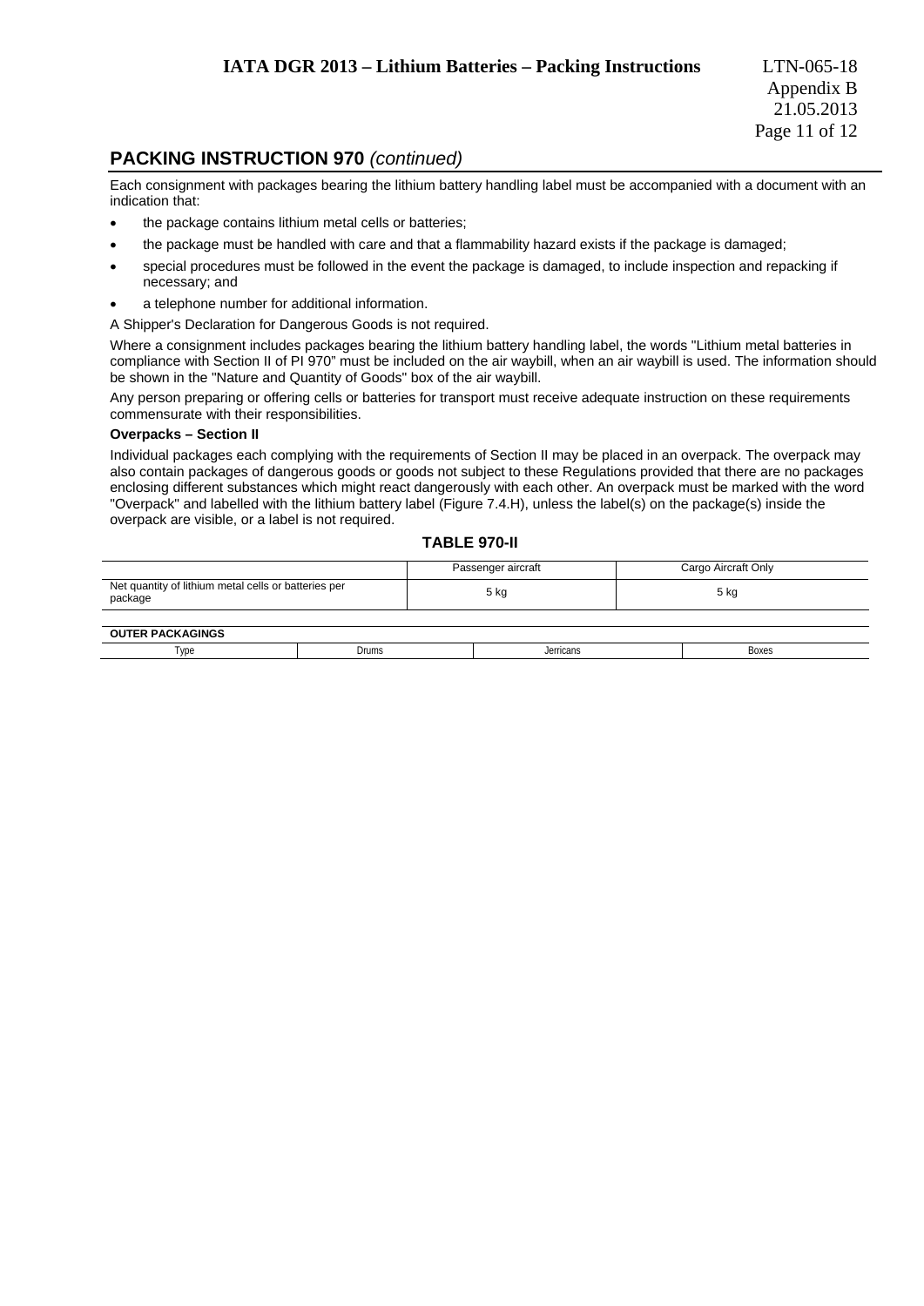## PACKING INSTRUCTION 970 *(continued)*

Each consignment with packages bearing the lithium battery handling label must be accompanied with a document with an indication that:

- the package contains lithium metal cells or batteries;
- the package must be handled with care and that a flammability hazard exists if the package is damaged;
- special procedures must be followed in the event the package is damaged, to include inspection and repacking if necessary; and
- a telephone number for additional information.

A Shipper's Declaration for Dangerous Goods is not required.

Where a consignment includes packages bearing the lithium battery handling label, the words "Lithium metal batteries in compliance with Section II of PI 970" must be included on the air waybill, when an air waybill is used. The information should be shown in the "Nature and Quantity of Goods" box of the air waybill.

Any person preparing or offering cells or batteries for transport must receive adequate instruction on these requirements commensurate with their responsibilities.

**Overpacks – Section II**

Individual packages each complying with the requirements of Section II may be placed in an overpack. The overpack may also contain packages of dangerous goods or goods not subject to these Regulations provided that there are no packages enclosing different substances which might react dangerously with each other. An overpack must be marked with the word "Overpack" and labelled with the lithium battery label (Figure 7.4.H), unless the label(s) on the package(s) inside the overpack are visible, or a label is not required.

**TABLE 970-II**

| | Passenger aircraft | Cargo Aircraft Only |
|---|---|---|
| Net quantity of lithium metal cells or batteries per package | 5 kg | 5 kg |

**OUTER PACKAGINGS**

| Type | Drums | Jerricans | Boxes |
|---|---|---|---|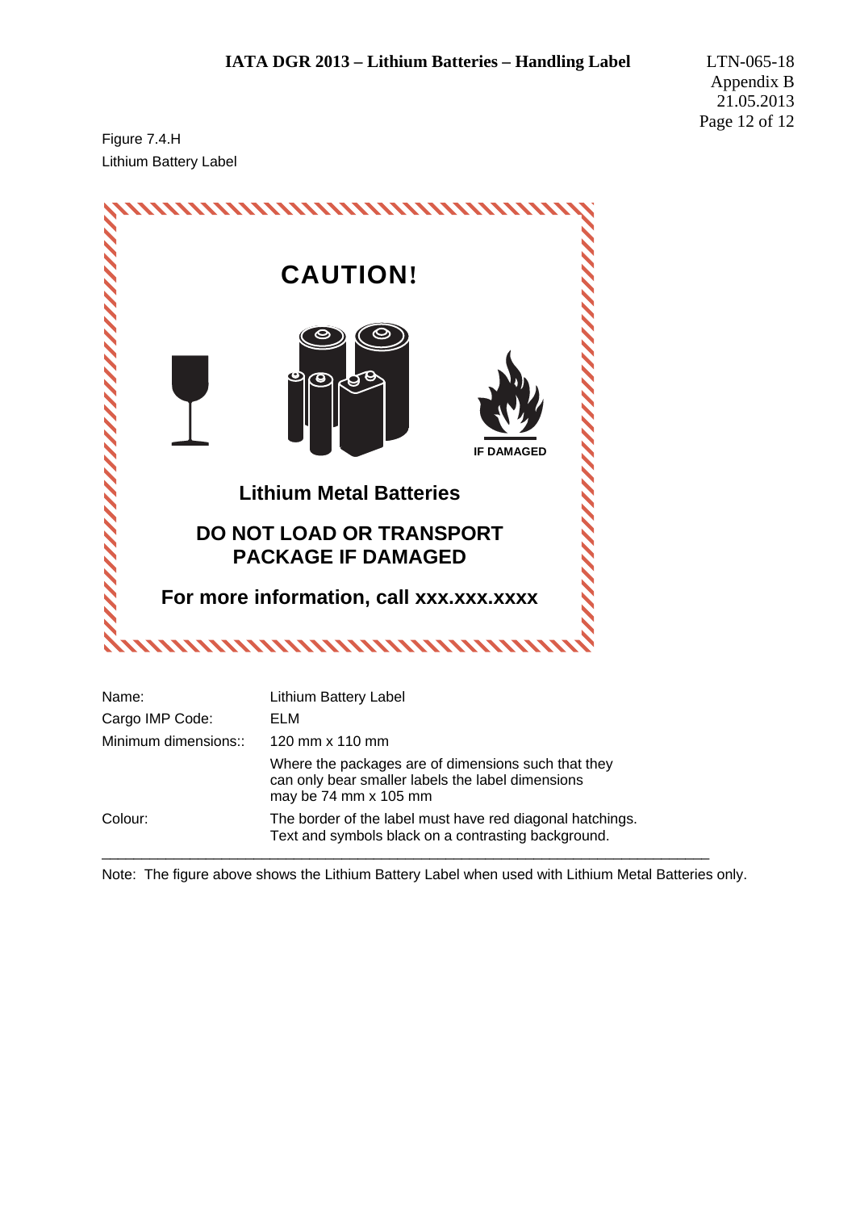Figure 7.4.H
Lithium Battery Label

**CAUTION!**

IF DAMAGED

**Lithium Metal Batteries**

**DO NOT LOAD OR TRANSPORT PACKAGE IF DAMAGED**

**For more information, call xxx.xxx.xxxx**

| | |
|---|---|
| Name: | Lithium Battery Label |
| Cargo IMP Code: | ELM |
| Minimum dimensions:: | 120 mm x 110 mm |
| | Where the packages are of dimensions such that they can only bear smaller labels the label dimensions may be 74 mm x 105 mm |
| Colour: | The border of the label must have red diagonal hatchings. Text and symbols black on a contrasting background. |

---

Note: The figure above shows the Lithium Battery Label when used with Lithium Metal Batteries only.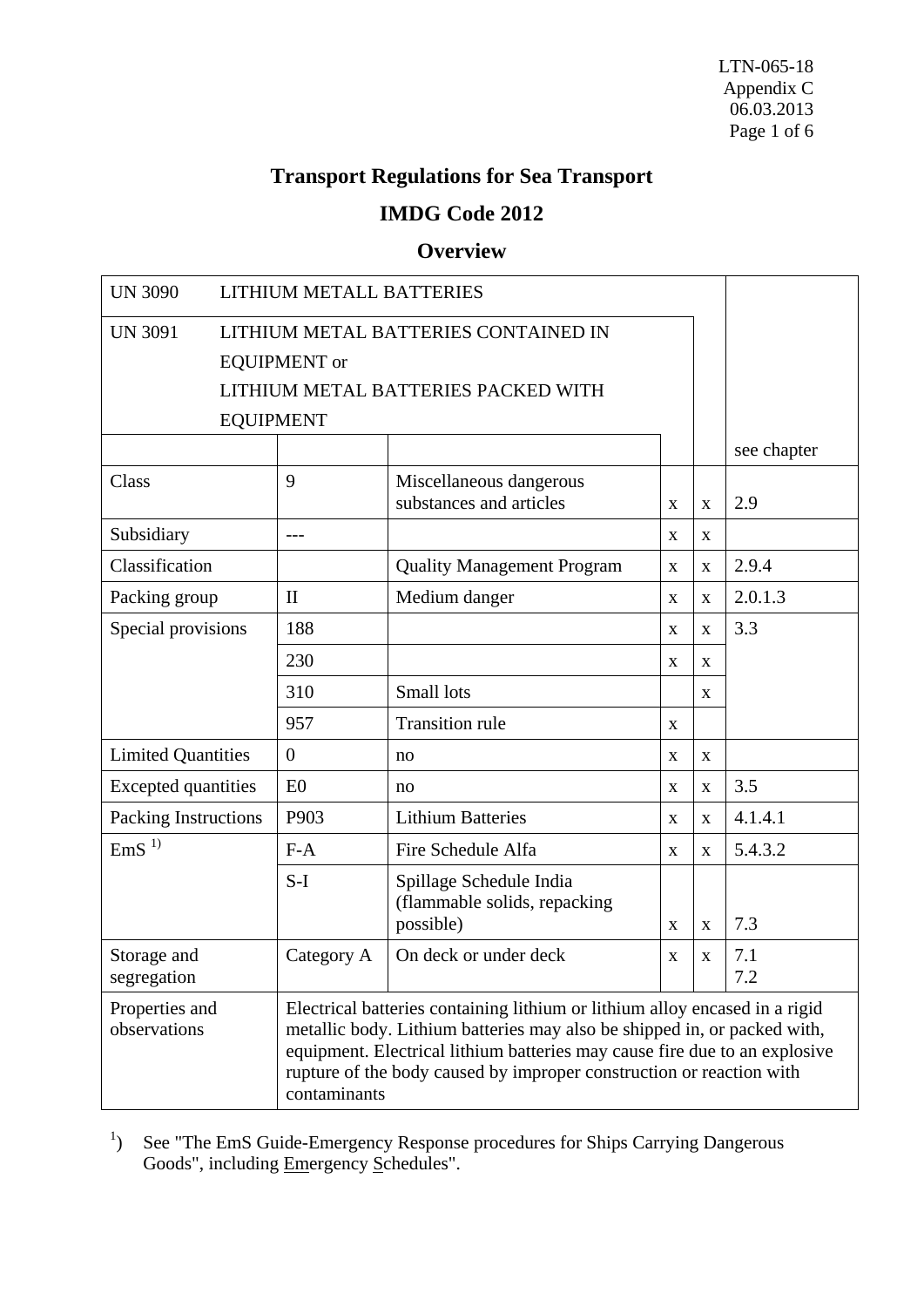LTN-065-18
Appendix C
06.03.2013

# Transport Regulations for Sea Transport

## IMDG Code 2012

## Overview

| UN 3090 LITHIUM METALL BATTERIES | | | | | |
|---|---|---|---|---|---|
| UN 3091 LITHIUM METAL BATTERIES CONTAINED IN EQUIPMENT or LITHIUM METAL BATTERIES PACKED WITH EQUIPMENT | | | | | |
| | | | | | see chapter |
| Class | 9 | Miscellaneous dangerous substances and articles | x | x | 2.9 |
| Subsidiary | --- | | x | x | |
| Classification | | Quality Management Program | x | x | 2.9.4 |
| Packing group | II | Medium danger | x | x | 2.0.1.3 |
| Special provisions | 188 | | x | x | 3.3 |
| | 230 | | x | x | |
| | 310 | Small lots | | x | |
| | 957 | Transition rule | x | | |
| Limited Quantities | 0 | no | x | x | |
| Excepted quantities | E0 | no | x | x | 3.5 |
| Packing Instructions | P903 | Lithium Batteries | x | x | 4.1.4.1 |
| EmS [1)] | F-A | Fire Schedule Alfa | x | x | 5.4.3.2 |
| | S-I | Spillage Schedule India (flammable solids, repacking possible) | x | x | 7.3 |
| Storage and segregation | Category A | On deck or under deck | x | x | 7.1<br>7.2 |
| Properties and observations | Electrical batteries containing lithium or lithium alloy encased in a rigid metallic body. Lithium batteries may also be shipped in, or packed with, equipment. Electrical lithium batteries may cause fire due to an explosive rupture of the body caused by improper construction or reaction with contaminants | | | | |

[1)] See "The EmS Guide-Emergency Response procedures for Ships Carrying Dangerous Goods", including Emergency Schedules".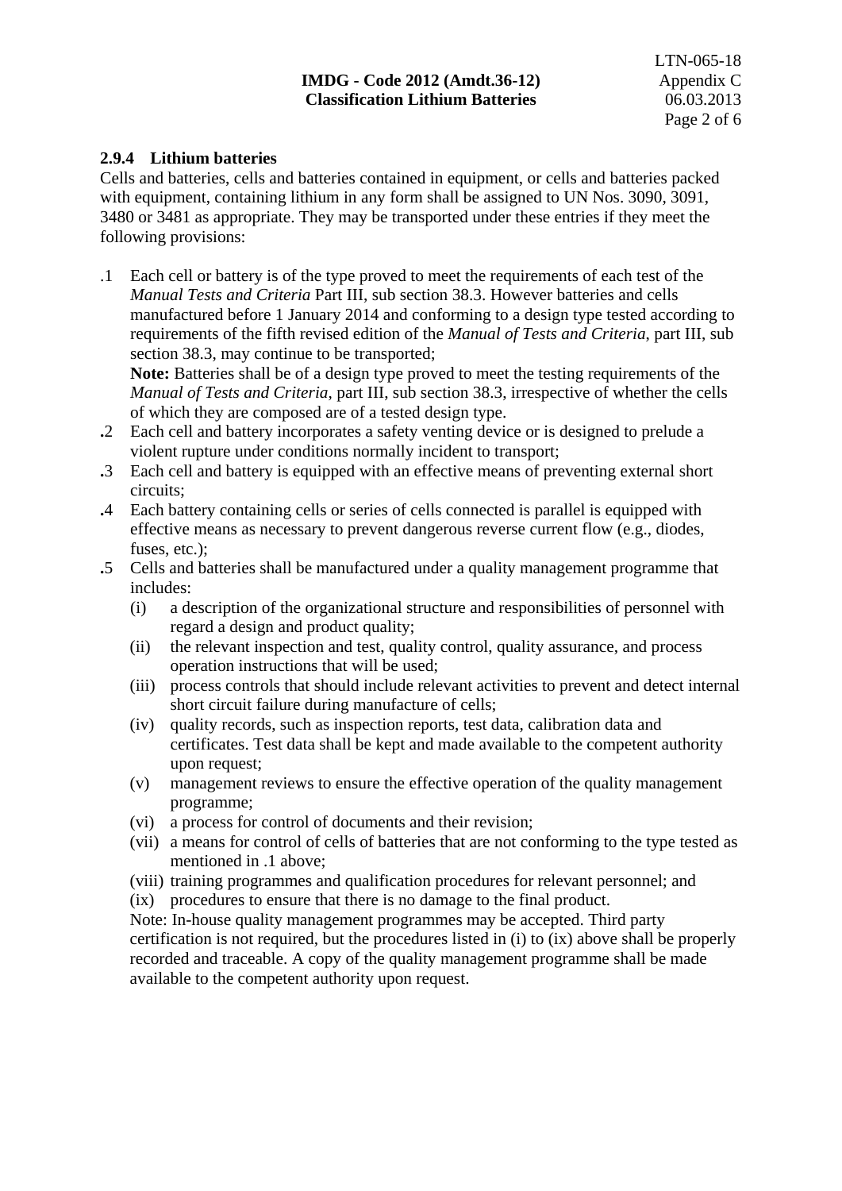### 2.9.4 Lithium batteries

Cells and batteries, cells and batteries contained in equipment, or cells and batteries packed with equipment, containing lithium in any form shall be assigned to UN Nos. 3090, 3091, 3480 or 3481 as appropriate. They may be transported under these entries if they meet the following provisions:

.1 Each cell or battery is of the type proved to meet the requirements of each test of the *Manual Tests and Criteria* Part III, sub section 38.3. However batteries and cells manufactured before 1 January 2014 and conforming to a design type tested according to requirements of the fifth revised edition of the *Manual of Tests and Criteria*, part III, sub section 38.3, may continue to be transported;
**Note:** Batteries shall be of a design type proved to meet the testing requirements of the *Manual of Tests and Criteria*, part III, sub section 38.3, irrespective of whether the cells of which they are composed are of a tested design type.

.2 Each cell and battery incorporates a safety venting device or is designed to prelude a violent rupture under conditions normally incident to transport;

.3 Each cell and battery is equipped with an effective means of preventing external short circuits;

.4 Each battery containing cells or series of cells connected is parallel is equipped with effective means as necessary to prevent dangerous reverse current flow (e.g., diodes, fuses, etc.);

.5 Cells and batteries shall be manufactured under a quality management programme that includes:
   - (i) a description of the organizational structure and responsibilities of personnel with regard a design and product quality;
   - (ii) the relevant inspection and test, quality control, quality assurance, and process operation instructions that will be used;
   - (iii) process controls that should include relevant activities to prevent and detect internal short circuit failure during manufacture of cells;
   - (iv) quality records, such as inspection reports, test data, calibration data and certificates. Test data shall be kept and made available to the competent authority upon request;
   - (v) management reviews to ensure the effective operation of the quality management programme;
   - (vi) a process for control of documents and their revision;
   - (vii) a means for control of cells of batteries that are not conforming to the type tested as mentioned in .1 above;
   - (viii) training programmes and qualification procedures for relevant personnel; and
   - (ix) procedures to ensure that there is no damage to the final product.

   Note: In-house quality management programmes may be accepted. Third party certification is not required, but the procedures listed in (i) to (ix) above shall be properly recorded and traceable. A copy of the quality management programme shall be made available to the competent authority upon request.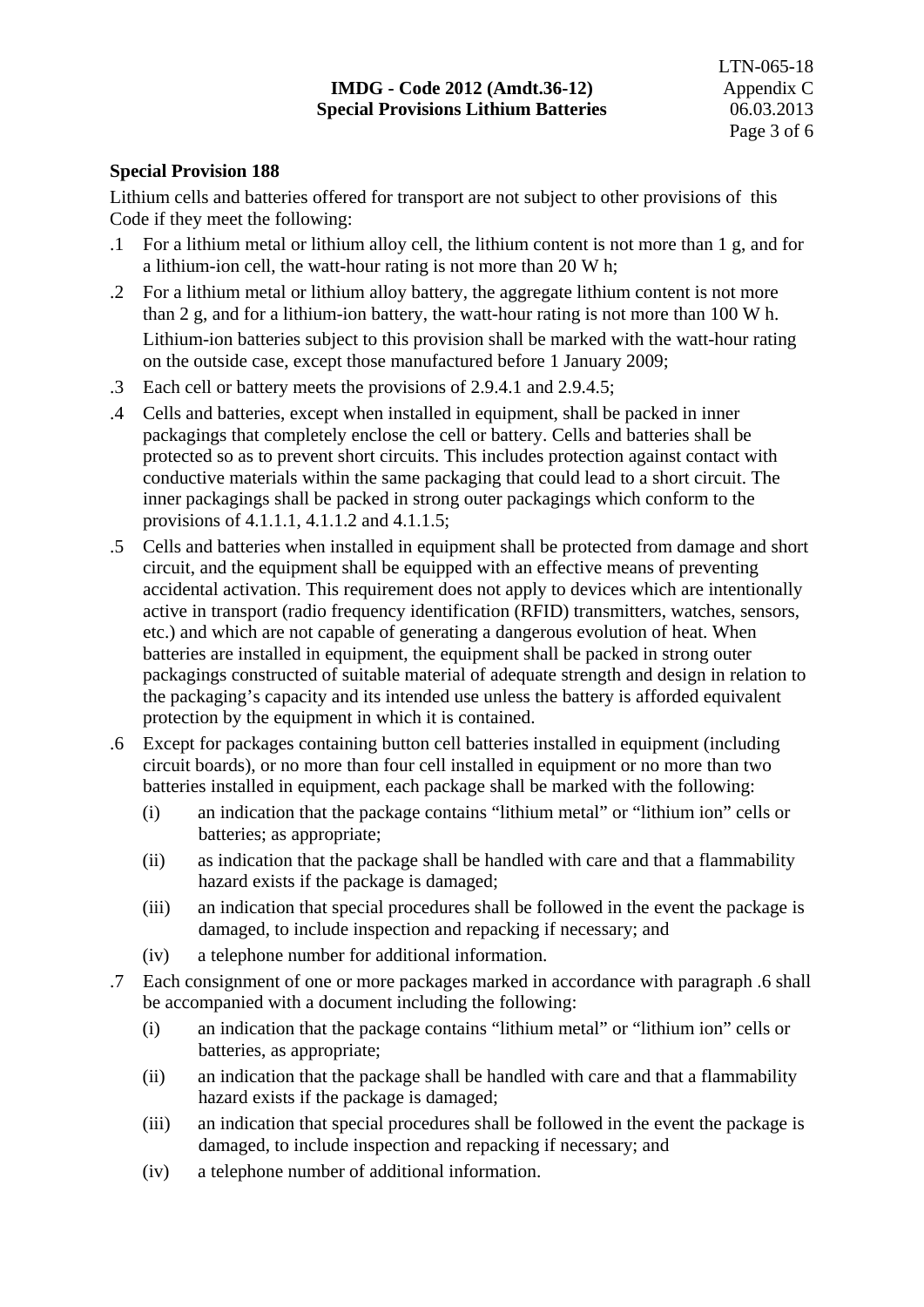**Special Provision 188**

Lithium cells and batteries offered for transport are not subject to other provisions of this Code if they meet the following:

.1 For a lithium metal or lithium alloy cell, the lithium content is not more than 1 g, and for a lithium-ion cell, the watt-hour rating is not more than 20 W h;

.2 For a lithium metal or lithium alloy battery, the aggregate lithium content is not more than 2 g, and for a lithium-ion battery, the watt-hour rating is not more than 100 W h. Lithium-ion batteries subject to this provision shall be marked with the watt-hour rating on the outside case, except those manufactured before 1 January 2009;

.3 Each cell or battery meets the provisions of 2.9.4.1 and 2.9.4.5;

.4 Cells and batteries, except when installed in equipment, shall be packed in inner packagings that completely enclose the cell or battery. Cells and batteries shall be protected so as to prevent short circuits. This includes protection against contact with conductive materials within the same packaging that could lead to a short circuit. The inner packagings shall be packed in strong outer packagings which conform to the provisions of 4.1.1.1, 4.1.1.2 and 4.1.1.5;

.5 Cells and batteries when installed in equipment shall be protected from damage and short circuit, and the equipment shall be equipped with an effective means of preventing accidental activation. This requirement does not apply to devices which are intentionally active in transport (radio frequency identification (RFID) transmitters, watches, sensors, etc.) and which are not capable of generating a dangerous evolution of heat. When batteries are installed in equipment, the equipment shall be packed in strong outer packagings constructed of suitable material of adequate strength and design in relation to the packaging's capacity and its intended use unless the battery is afforded equivalent protection by the equipment in which it is contained.

.6 Except for packages containing button cell batteries installed in equipment (including circuit boards), or no more than four cell installed in equipment or no more than two batteries installed in equipment, each package shall be marked with the following:

(i) an indication that the package contains "lithium metal" or "lithium ion" cells or batteries; as appropriate;

(ii) as indication that the package shall be handled with care and that a flammability hazard exists if the package is damaged;

(iii) an indication that special procedures shall be followed in the event the package is damaged, to include inspection and repacking if necessary; and

(iv) a telephone number for additional information.

.7 Each consignment of one or more packages marked in accordance with paragraph .6 shall be accompanied with a document including the following:

(i) an indication that the package contains "lithium metal" or "lithium ion" cells or batteries, as appropriate;

(ii) an indication that the package shall be handled with care and that a flammability hazard exists if the package is damaged;

(iii) an indication that special procedures shall be followed in the event the package is damaged, to include inspection and repacking if necessary; and

(iv) a telephone number of additional information.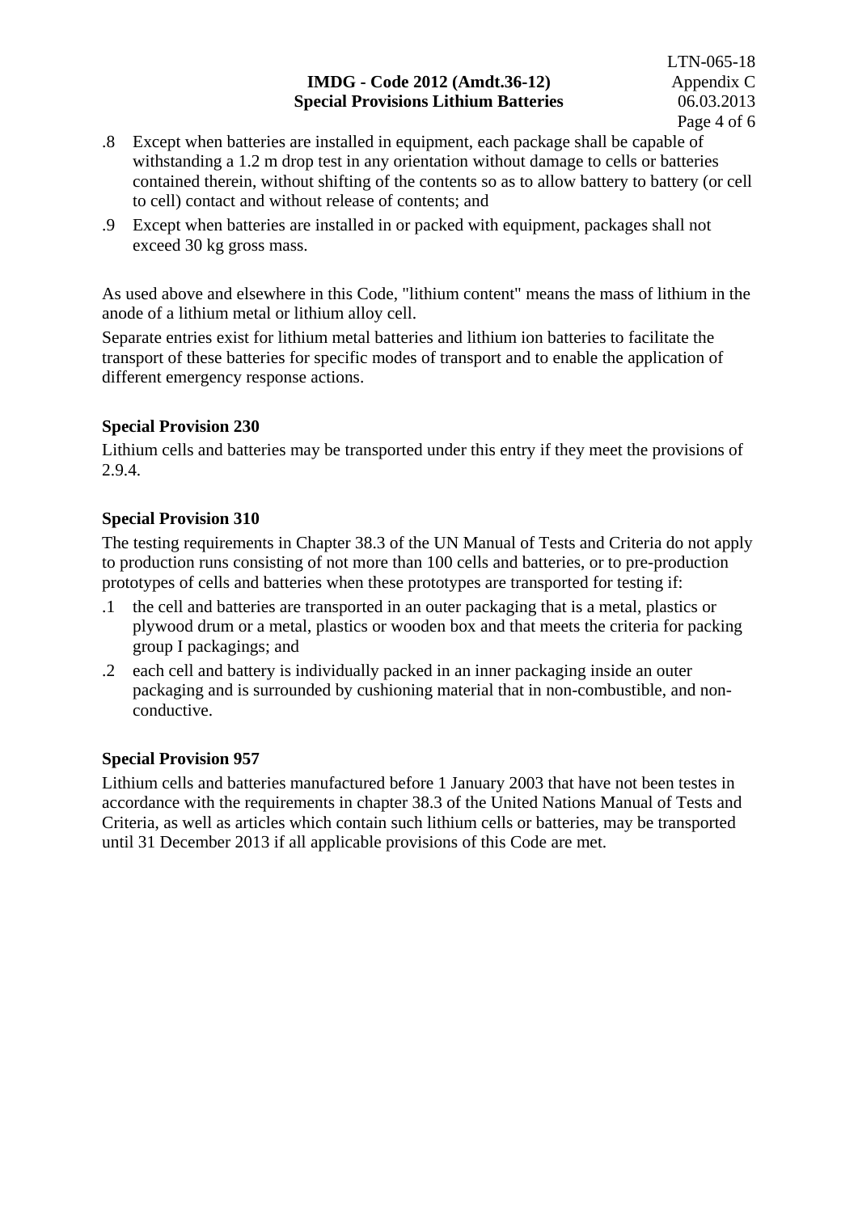.8 Except when batteries are installed in equipment, each package shall be capable of withstanding a 1.2 m drop test in any orientation without damage to cells or batteries contained therein, without shifting of the contents so as to allow battery to battery (or cell to cell) contact and without release of contents; and

.9 Except when batteries are installed in or packed with equipment, packages shall not exceed 30 kg gross mass.

As used above and elsewhere in this Code, "lithium content" means the mass of lithium in the anode of a lithium metal or lithium alloy cell.

Separate entries exist for lithium metal batteries and lithium ion batteries to facilitate the transport of these batteries for specific modes of transport and to enable the application of different emergency response actions.

**Special Provision 230**

Lithium cells and batteries may be transported under this entry if they meet the provisions of 2.9.4.

**Special Provision 310**

The testing requirements in Chapter 38.3 of the UN Manual of Tests and Criteria do not apply to production runs consisting of not more than 100 cells and batteries, or to pre-production prototypes of cells and batteries when these prototypes are transported for testing if:

.1 the cell and batteries are transported in an outer packaging that is a metal, plastics or plywood drum or a metal, plastics or wooden box and that meets the criteria for packing group I packagings; and

.2 each cell and battery is individually packed in an inner packaging inside an outer packaging and is surrounded by cushioning material that in non-combustible, and non-conductive.

**Special Provision 957**

Lithium cells and batteries manufactured before 1 January 2003 that have not been testes in accordance with the requirements in chapter 38.3 of the United Nations Manual of Tests and Criteria, as well as articles which contain such lithium cells or batteries, may be transported until 31 December 2013 if all applicable provisions of this Code are met.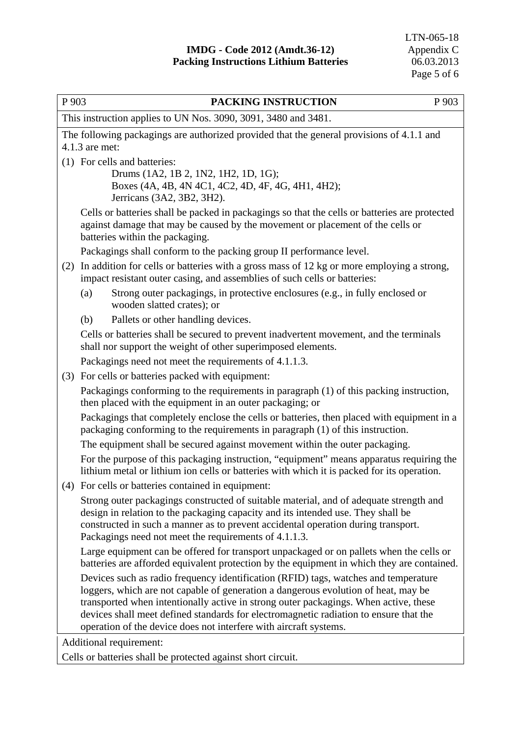| P 903 | PACKING INSTRUCTION | P 903 |
|---|---|---|

This instruction applies to UN Nos. 3090, 3091, 3480 and 3481.

The following packagings are authorized provided that the general provisions of 4.1.1 and 4.1.3 are met:

(1) For cells and batteries:

Drums (1A2, 1B 2, 1N2, 1H2, 1D, 1G);
Boxes (4A, 4B, 4N 4C1, 4C2, 4D, 4F, 4G, 4H1, 4H2);
Jerricans (3A2, 3B2, 3H2).

Cells or batteries shall be packed in packagings so that the cells or batteries are protected against damage that may be caused by the movement or placement of the cells or batteries within the packaging.

Packagings shall conform to the packing group II performance level.

(2) In addition for cells or batteries with a gross mass of 12 kg or more employing a strong, impact resistant outer casing, and assemblies of such cells or batteries:

(a) Strong outer packagings, in protective enclosures (e.g., in fully enclosed or wooden slatted crates); or

(b) Pallets or other handling devices.

Cells or batteries shall be secured to prevent inadvertent movement, and the terminals shall nor support the weight of other superimposed elements.

Packagings need not meet the requirements of 4.1.1.3.

(3) For cells or batteries packed with equipment:

Packagings conforming to the requirements in paragraph (1) of this packing instruction, then placed with the equipment in an outer packaging; or

Packagings that completely enclose the cells or batteries, then placed with equipment in a packaging conforming to the requirements in paragraph (1) of this instruction.

The equipment shall be secured against movement within the outer packaging.

For the purpose of this packaging instruction, "equipment" means apparatus requiring the lithium metal or lithium ion cells or batteries with which it is packed for its operation.

(4) For cells or batteries contained in equipment:

Strong outer packagings constructed of suitable material, and of adequate strength and design in relation to the packaging capacity and its intended use. They shall be constructed in such a manner as to prevent accidental operation during transport. Packagings need not meet the requirements of 4.1.1.3.

Large equipment can be offered for transport unpackaged or on pallets when the cells or batteries are afforded equivalent protection by the equipment in which they are contained.

Devices such as radio frequency identification (RFID) tags, watches and temperature loggers, which are not capable of generation a dangerous evolution of heat, may be transported when intentionally active in strong outer packagings. When active, these devices shall meet defined standards for electromagnetic radiation to ensure that the operation of the device does not interfere with aircraft systems.

Additional requirement:

Cells or batteries shall be protected against short circuit.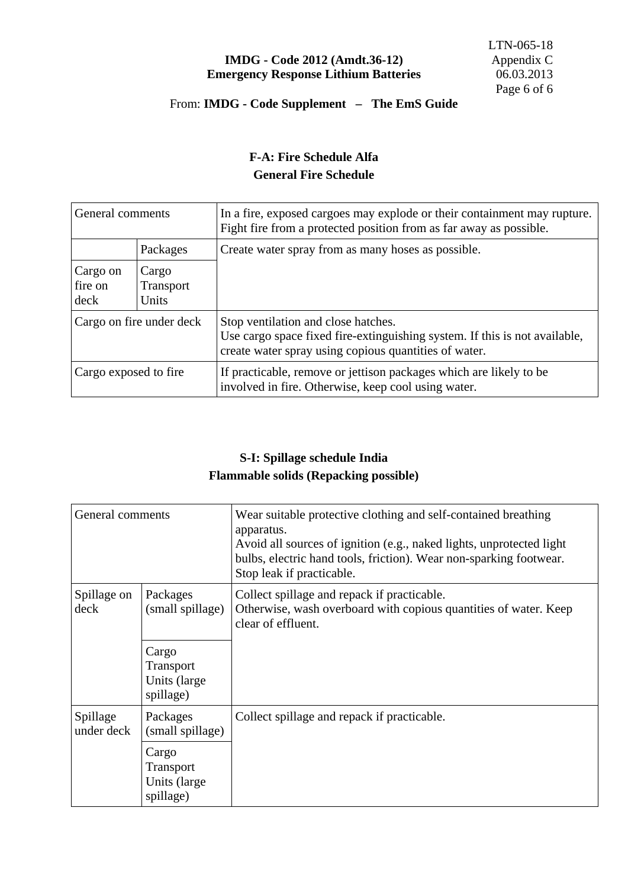From: **IMDG - Code Supplement – The EmS Guide**

## F-A: Fire Schedule Alfa
## General Fire Schedule

| | | |
|---|---|---|
| General comments | | In a fire, exposed cargoes may explode or their containment may rupture. Fight fire from a protected position from as far away as possible. |
| | Packages | Create water spray from as many hoses as possible. |
| Cargo on fire on deck | Cargo Transport Units | |
| Cargo on fire under deck | | Stop ventilation and close hatches. Use cargo space fixed fire-extinguishing system. If this is not available, create water spray using copious quantities of water. |
| Cargo exposed to fire | | If practicable, remove or jettison packages which are likely to be involved in fire. Otherwise, keep cool using water. |

## S-I: Spillage schedule India
## Flammable solids (Repacking possible)

| | | |
|---|---|---|
| General comments | | Wear suitable protective clothing and self-contained breathing apparatus. Avoid all sources of ignition (e.g., naked lights, unprotected light bulbs, electric hand tools, friction). Wear non-sparking footwear. Stop leak if practicable. |
| Spillage on deck | Packages (small spillage) | Collect spillage and repack if practicable. Otherwise, wash overboard with copious quantities of water. Keep clear of effluent. |
| | Cargo Transport Units (large spillage) | |
| Spillage under deck | Packages (small spillage) | Collect spillage and repack if practicable. |
| | Cargo Transport Units (large spillage) | |